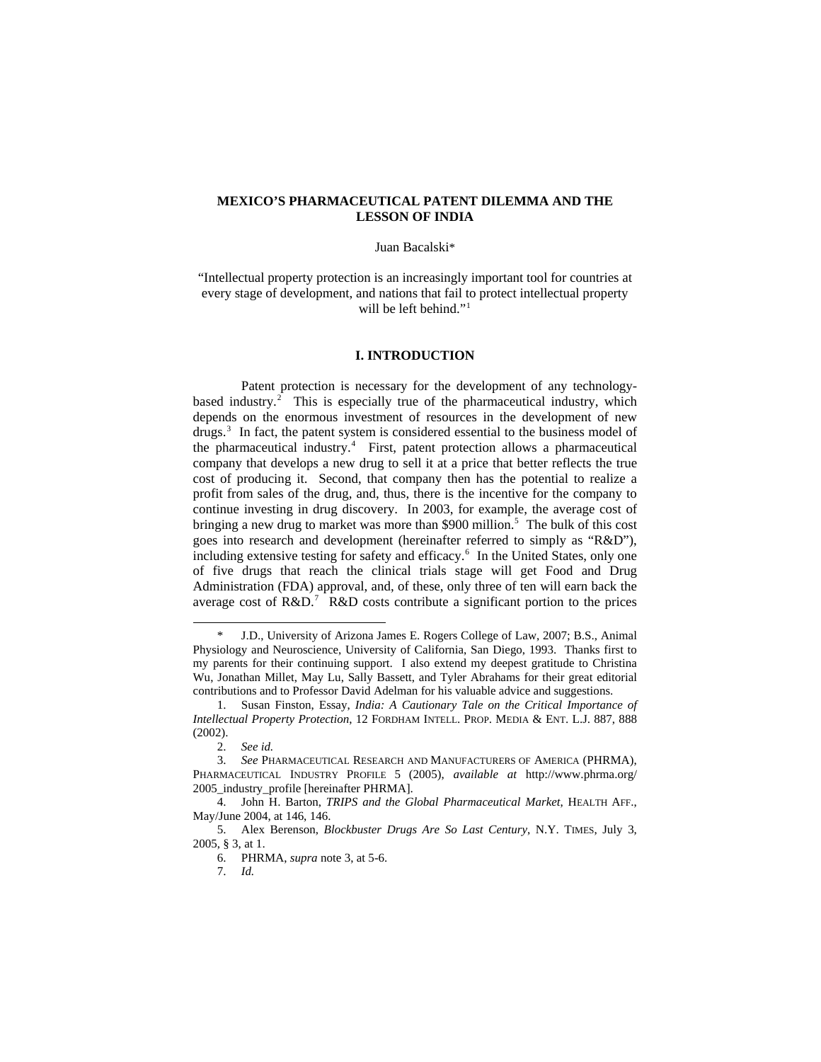# MEXICO'S PHARMACEUTICAL PATENT DILEMMA AND THE LESSON OF INDIA

Juan Bacalski*

"Intellectual property protection is an increasingly important tool for countries at every stage of development, and nations that fail to protect intellectual property will be left behind."[1]

## I. INTRODUCTION

Patent protection is necessary for the development of any technology-based industry.[2] This is especially true of the pharmaceutical industry, which depends on the enormous investment of resources in the development of new drugs.[3] In fact, the patent system is considered essential to the business model of the pharmaceutical industry.[4] First, patent protection allows a pharmaceutical company that develops a new drug to sell it at a price that better reflects the true cost of producing it. Second, that company then has the potential to realize a profit from sales of the drug, and, thus, there is the incentive for the company to continue investing in drug discovery. In 2003, for example, the average cost of bringing a new drug to market was more than $900 million.[5] The bulk of this cost goes into research and development (hereinafter referred to simply as "R&D"), including extensive testing for safety and efficacy.[6] In the United States, only one of five drugs that reach the clinical trials stage will get Food and Drug Administration (FDA) approval, and, of these, only three of ten will earn back the average cost of R&D.[7] R&D costs contribute a significant portion to the prices

---

\* J.D., University of Arizona James E. Rogers College of Law, 2007; B.S., Animal Physiology and Neuroscience, University of California, San Diego, 1993. Thanks first to my parents for their continuing support. I also extend my deepest gratitude to Christina Wu, Jonathan Millet, May Lu, Sally Bassett, and Tyler Abrahams for their great editorial contributions and to Professor David Adelman for his valuable advice and suggestions.

1. Susan Finston, Essay, *India: A Cautionary Tale on the Critical Importance of Intellectual Property Protection*, 12 FORDHAM INTELL. PROP. MEDIA & ENT. L.J. 887, 888 (2002).

2. *See id.*

3. *See* PHARMACEUTICAL RESEARCH AND MANUFACTURERS OF AMERICA (PHRMA), PHARMACEUTICAL INDUSTRY PROFILE 5 (2005), *available at* http://www.phrma.org/2005_industry_profile [hereinafter PHRMA].

4. John H. Barton, *TRIPS and the Global Pharmaceutical Market*, HEALTH AFF., May/June 2004, at 146, 146.

5. Alex Berenson, *Blockbuster Drugs Are So Last Century*, N.Y. TIMES, July 3, 2005, § 3, at 1.

6. PHRMA, *supra* note 3, at 5-6.

7. *Id.*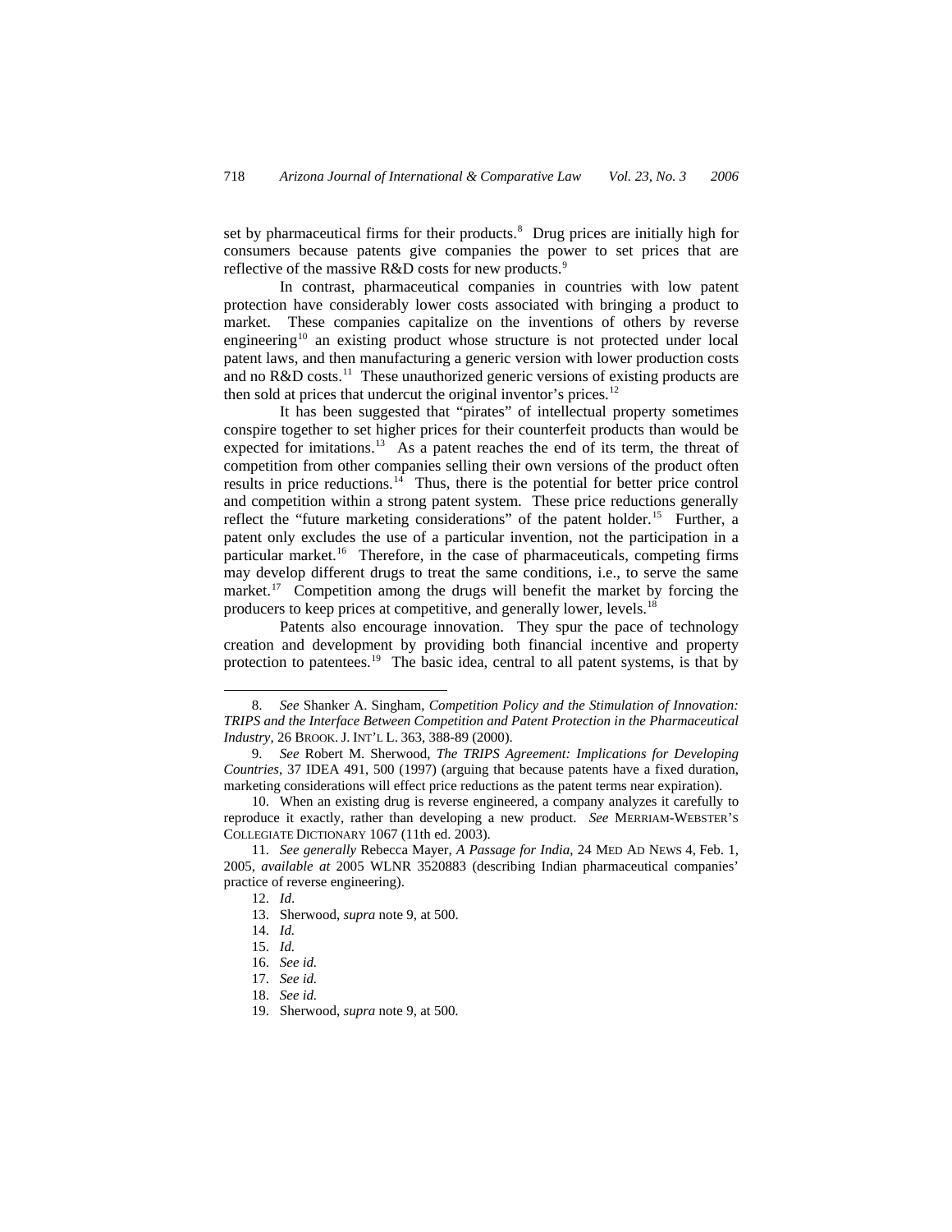set by pharmaceutical firms for their products.[8] Drug prices are initially high for consumers because patents give companies the power to set prices that are reflective of the massive R&D costs for new products.[9]

In contrast, pharmaceutical companies in countries with low patent protection have considerably lower costs associated with bringing a product to market. These companies capitalize on the inventions of others by reverse engineering[10] an existing product whose structure is not protected under local patent laws, and then manufacturing a generic version with lower production costs and no R&D costs.[11] These unauthorized generic versions of existing products are then sold at prices that undercut the original inventor's prices.[12]

It has been suggested that "pirates" of intellectual property sometimes conspire together to set higher prices for their counterfeit products than would be expected for imitations.[13] As a patent reaches the end of its term, the threat of competition from other companies selling their own versions of the product often results in price reductions.[14] Thus, there is the potential for better price control and competition within a strong patent system. These price reductions generally reflect the "future marketing considerations" of the patent holder.[15] Further, a patent only excludes the use of a particular invention, not the participation in a particular market.[16] Therefore, in the case of pharmaceuticals, competing firms may develop different drugs to treat the same conditions, i.e., to serve the same market.[17] Competition among the drugs will benefit the market by forcing the producers to keep prices at competitive, and generally lower, levels.[18]

Patents also encourage innovation. They spur the pace of technology creation and development by providing both financial incentive and property protection to patentees.[19] The basic idea, central to all patent systems, is that by

---

8. *See* Shanker A. Singham, *Competition Policy and the Stimulation of Innovation: TRIPS and the Interface Between Competition and Patent Protection in the Pharmaceutical Industry*, 26 BROOK. J. INT'L L. 363, 388-89 (2000).

9. *See* Robert M. Sherwood, *The TRIPS Agreement: Implications for Developing Countries*, 37 IDEA 491, 500 (1997) (arguing that because patents have a fixed duration, marketing considerations will effect price reductions as the patent terms near expiration).

10. When an existing drug is reverse engineered, a company analyzes it carefully to reproduce it exactly, rather than developing a new product. *See* MERRIAM-WEBSTER'S COLLEGIATE DICTIONARY 1067 (11th ed. 2003).

11. *See generally* Rebecca Mayer, *A Passage for India*, 24 MED AD NEWS 4, Feb. 1, 2005, *available at* 2005 WLNR 3520883 (describing Indian pharmaceutical companies' practice of reverse engineering).

12. *Id*.

13. Sherwood, *supra* note 9, at 500.

14. *Id.*

15. *Id.*

16. *See id.*

17. *See id.*

18. *See id.*

19. Sherwood, *supra* note 9, at 500.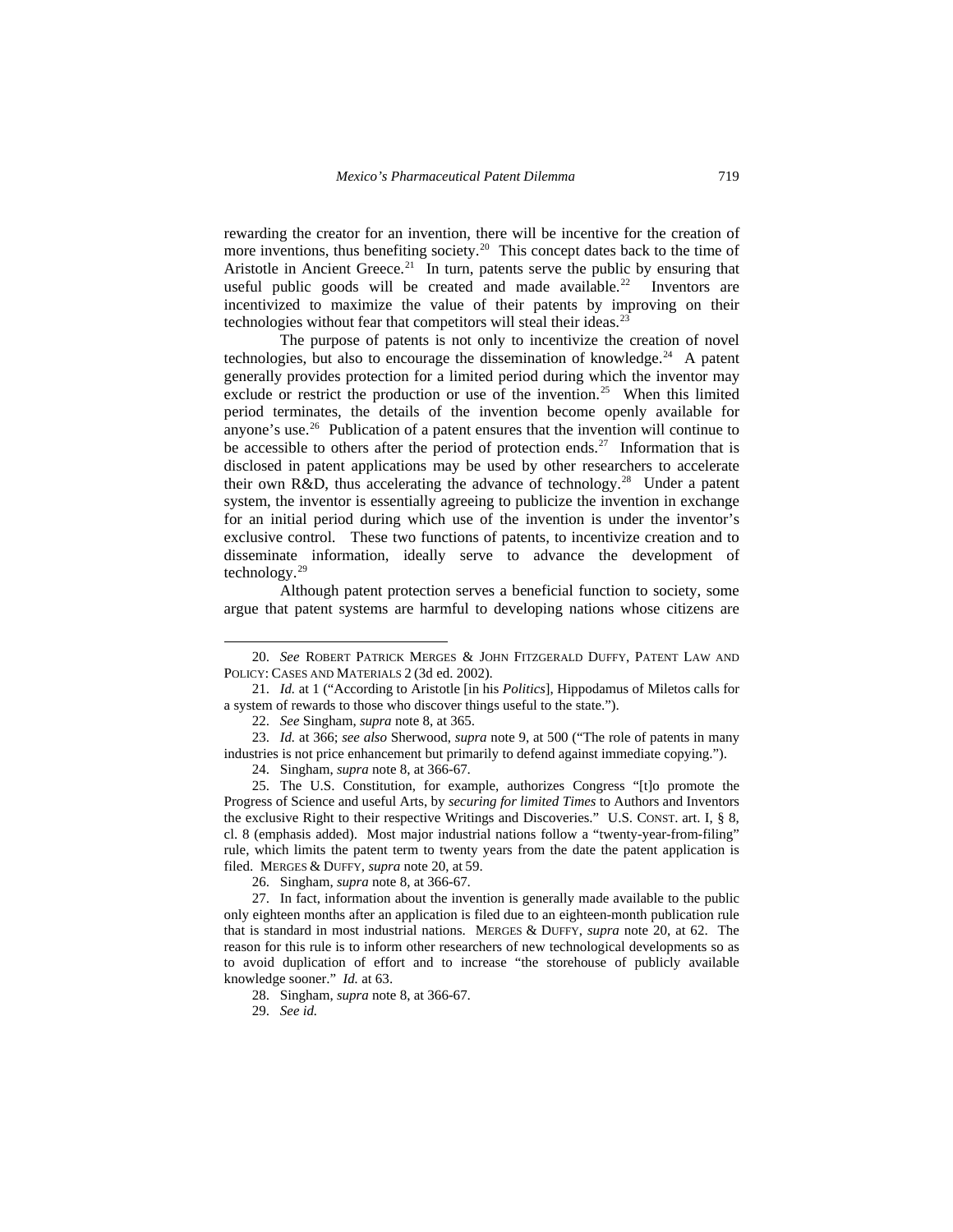rewarding the creator for an invention, there will be incentive for the creation of more inventions, thus benefiting society.[20] This concept dates back to the time of Aristotle in Ancient Greece.[21] In turn, patents serve the public by ensuring that useful public goods will be created and made available.[22] Inventors are incentivized to maximize the value of their patents by improving on their technologies without fear that competitors will steal their ideas.[23]

The purpose of patents is not only to incentivize the creation of novel technologies, but also to encourage the dissemination of knowledge.[24] A patent generally provides protection for a limited period during which the inventor may exclude or restrict the production or use of the invention.[25] When this limited period terminates, the details of the invention become openly available for anyone's use.[26] Publication of a patent ensures that the invention will continue to be accessible to others after the period of protection ends.[27] Information that is disclosed in patent applications may be used by other researchers to accelerate their own R&D, thus accelerating the advance of technology.[28] Under a patent system, the inventor is essentially agreeing to publicize the invention in exchange for an initial period during which use of the invention is under the inventor's exclusive control. These two functions of patents, to incentivize creation and to disseminate information, ideally serve to advance the development of technology.[29]

Although patent protection serves a beneficial function to society, some argue that patent systems are harmful to developing nations whose citizens are

---

20. *See* ROBERT PATRICK MERGES & JOHN FITZGERALD DUFFY, PATENT LAW AND POLICY: CASES AND MATERIALS 2 (3d ed. 2002).

21. *Id.* at 1 ("According to Aristotle [in his *Politics*], Hippodamus of Miletos calls for a system of rewards to those who discover things useful to the state.").

22. *See* Singham, *supra* note 8, at 365.

23. *Id.* at 366; *see also* Sherwood, *supra* note 9, at 500 ("The role of patents in many industries is not price enhancement but primarily to defend against immediate copying.").

24. Singham, *supra* note 8, at 366-67.

25. The U.S. Constitution, for example, authorizes Congress "[t]o promote the Progress of Science and useful Arts, by *securing for limited Times* to Authors and Inventors the exclusive Right to their respective Writings and Discoveries." U.S. CONST. art. I, § 8, cl. 8 (emphasis added). Most major industrial nations follow a "twenty-year-from-filing" rule, which limits the patent term to twenty years from the date the patent application is filed. MERGES & DUFFY, *supra* note 20, at 59.

26. Singham, *supra* note 8, at 366-67.

27. In fact, information about the invention is generally made available to the public only eighteen months after an application is filed due to an eighteen-month publication rule that is standard in most industrial nations. MERGES & DUFFY, *supra* note 20, at 62. The reason for this rule is to inform other researchers of new technological developments so as to avoid duplication of effort and to increase "the storehouse of publicly available knowledge sooner." *Id.* at 63.

28. Singham, *supra* note 8, at 366-67.

29. *See id.*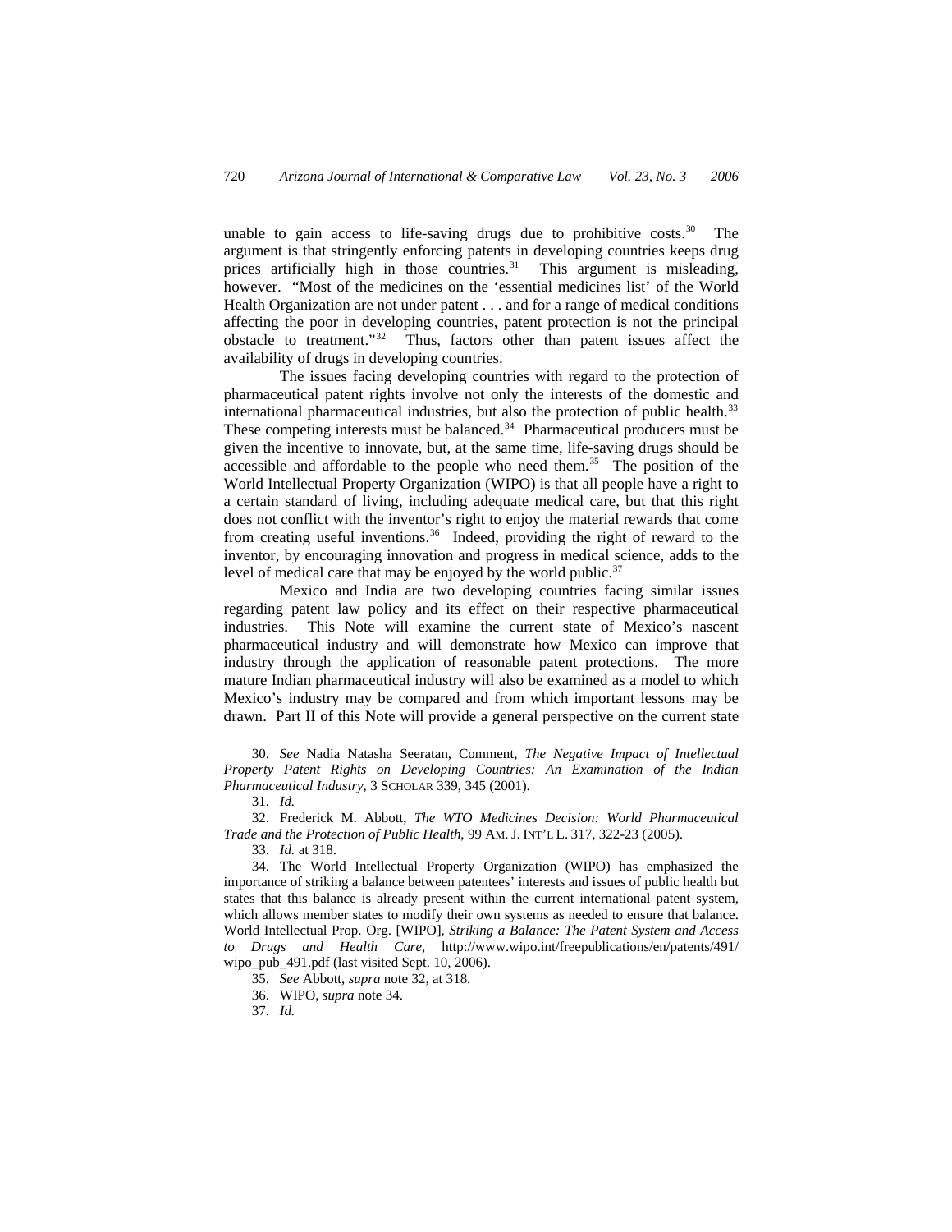unable to gain access to life-saving drugs due to prohibitive costs.[30] The argument is that stringently enforcing patents in developing countries keeps drug prices artificially high in those countries.[31] This argument is misleading, however. "Most of the medicines on the 'essential medicines list' of the World Health Organization are not under patent . . . and for a range of medical conditions affecting the poor in developing countries, patent protection is not the principal obstacle to treatment."[32] Thus, factors other than patent issues affect the availability of drugs in developing countries.

The issues facing developing countries with regard to the protection of pharmaceutical patent rights involve not only the interests of the domestic and international pharmaceutical industries, but also the protection of public health.[33] These competing interests must be balanced.[34] Pharmaceutical producers must be given the incentive to innovate, but, at the same time, life-saving drugs should be accessible and affordable to the people who need them.[35] The position of the World Intellectual Property Organization (WIPO) is that all people have a right to a certain standard of living, including adequate medical care, but that this right does not conflict with the inventor's right to enjoy the material rewards that come from creating useful inventions.[36] Indeed, providing the right of reward to the inventor, by encouraging innovation and progress in medical science, adds to the level of medical care that may be enjoyed by the world public.[37]

Mexico and India are two developing countries facing similar issues regarding patent law policy and its effect on their respective pharmaceutical industries. This Note will examine the current state of Mexico's nascent pharmaceutical industry and will demonstrate how Mexico can improve that industry through the application of reasonable patent protections. The more mature Indian pharmaceutical industry will also be examined as a model to which Mexico's industry may be compared and from which important lessons may be drawn. Part II of this Note will provide a general perspective on the current state

---

30. *See* Nadia Natasha Seeratan, Comment, *The Negative Impact of Intellectual Property Patent Rights on Developing Countries: An Examination of the Indian Pharmaceutical Industry*, 3 SCHOLAR 339, 345 (2001).

31. *Id.*

32. Frederick M. Abbott, *The WTO Medicines Decision: World Pharmaceutical Trade and the Protection of Public Health*, 99 AM. J. INT'L L. 317, 322-23 (2005).

33. *Id.* at 318.

34. The World Intellectual Property Organization (WIPO) has emphasized the importance of striking a balance between patentees' interests and issues of public health but states that this balance is already present within the current international patent system, which allows member states to modify their own systems as needed to ensure that balance. World Intellectual Prop. Org. [WIPO], *Striking a Balance: The Patent System and Access to Drugs and Health Care*, http://www.wipo.int/freepublications/en/patents/491/wipo_pub_491.pdf (last visited Sept. 10, 2006).

35. *See* Abbott, *supra* note 32, at 318.

36. WIPO, *supra* note 34.

37. *Id.*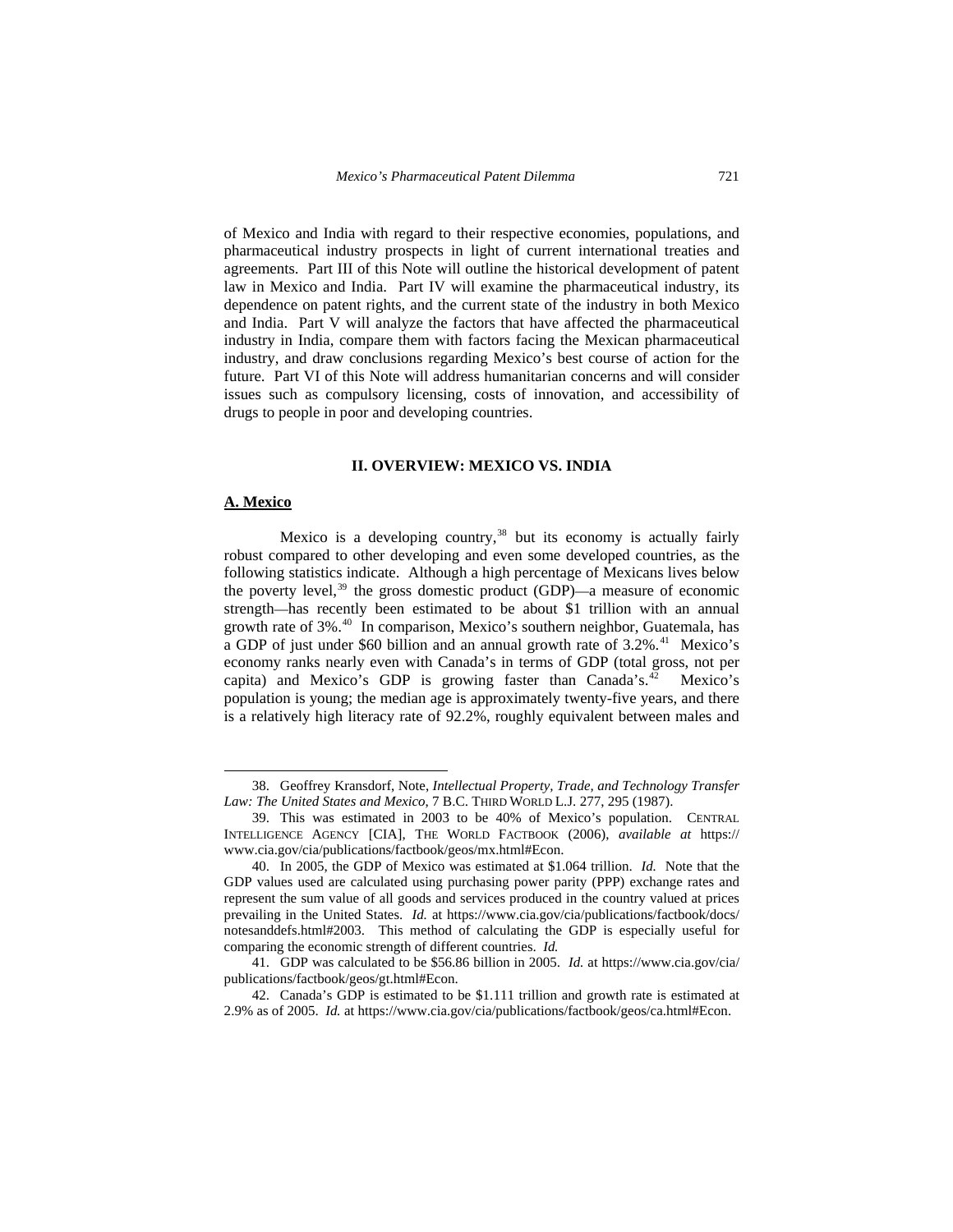of Mexico and India with regard to their respective economies, populations, and pharmaceutical industry prospects in light of current international treaties and agreements. Part III of this Note will outline the historical development of patent law in Mexico and India. Part IV will examine the pharmaceutical industry, its dependence on patent rights, and the current state of the industry in both Mexico and India. Part V will analyze the factors that have affected the pharmaceutical industry in India, compare them with factors facing the Mexican pharmaceutical industry, and draw conclusions regarding Mexico's best course of action for the future. Part VI of this Note will address humanitarian concerns and will consider issues such as compulsory licensing, costs of innovation, and accessibility of drugs to people in poor and developing countries.

## II. OVERVIEW: MEXICO VS. INDIA

### A. Mexico

Mexico is a developing country,[38] but its economy is actually fairly robust compared to other developing and even some developed countries, as the following statistics indicate. Although a high percentage of Mexicans lives below the poverty level,[39] the gross domestic product (GDP)—a measure of economic strength—has recently been estimated to be about \$1 trillion with an annual growth rate of 3%.[40] In comparison, Mexico's southern neighbor, Guatemala, has a GDP of just under \$60 billion and an annual growth rate of 3.2%.[41] Mexico's economy ranks nearly even with Canada's in terms of GDP (total gross, not per capita) and Mexico's GDP is growing faster than Canada's.[42] Mexico's population is young; the median age is approximately twenty-five years, and there is a relatively high literacy rate of 92.2%, roughly equivalent between males and

---

38. Geoffrey Kransdorf, Note, *Intellectual Property, Trade, and Technology Transfer Law: The United States and Mexico*, 7 B.C. THIRD WORLD L.J. 277, 295 (1987).

39. This was estimated in 2003 to be 40% of Mexico's population. CENTRAL INTELLIGENCE AGENCY [CIA], THE WORLD FACTBOOK (2006), *available at* https://www.cia.gov/cia/publications/factbook/geos/mx.html#Econ.

40. In 2005, the GDP of Mexico was estimated at \$1.064 trillion. *Id.* Note that the GDP values used are calculated using purchasing power parity (PPP) exchange rates and represent the sum value of all goods and services produced in the country valued at prices prevailing in the United States. *Id.* at https://www.cia.gov/cia/publications/factbook/docs/notesanddefs.html#2003. This method of calculating the GDP is especially useful for comparing the economic strength of different countries. *Id.*

41. GDP was calculated to be \$56.86 billion in 2005. *Id.* at https://www.cia.gov/cia/publications/factbook/geos/gt.html#Econ.

42. Canada's GDP is estimated to be \$1.111 trillion and growth rate is estimated at 2.9% as of 2005. *Id.* at https://www.cia.gov/cia/publications/factbook/geos/ca.html#Econ.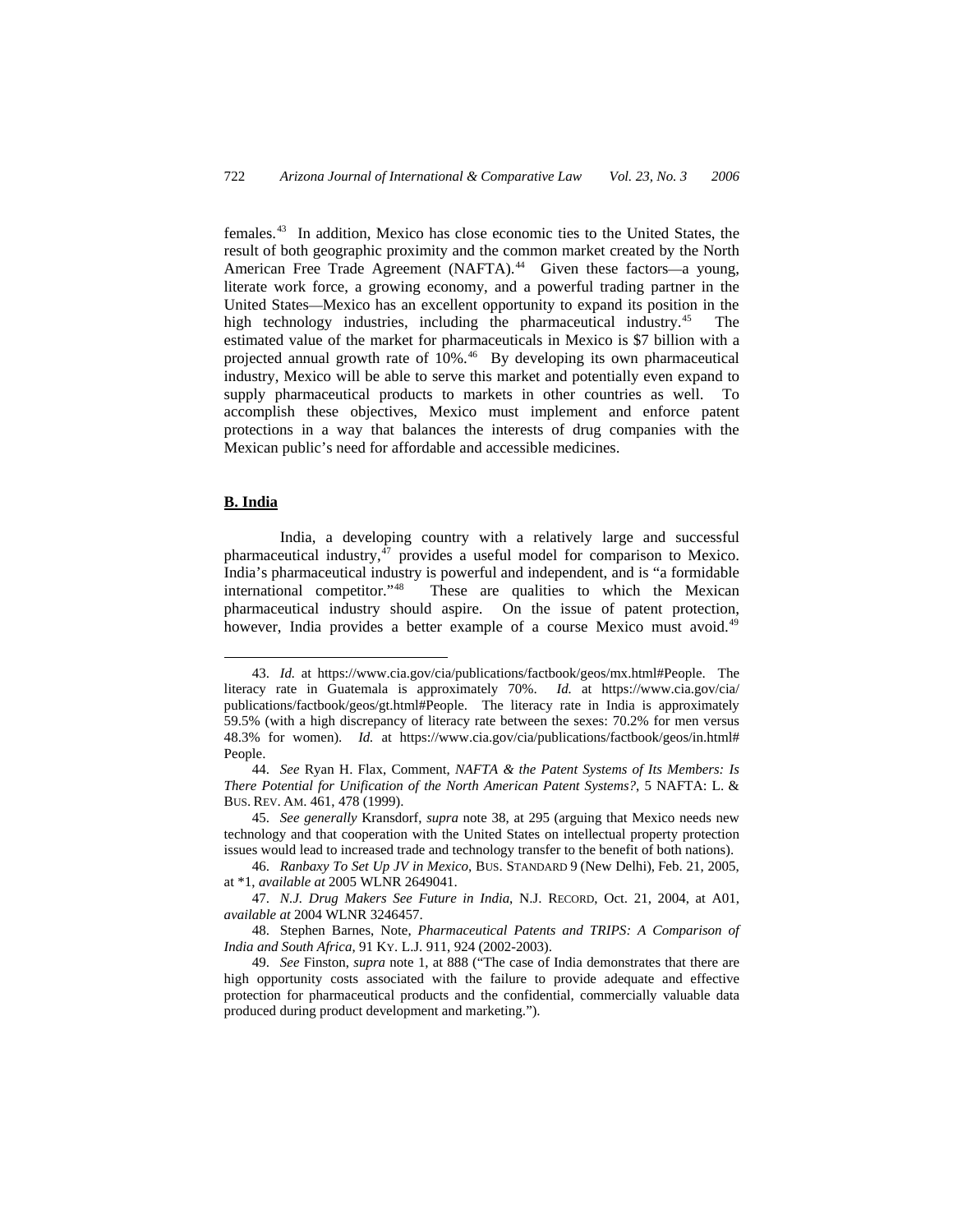females.[43] In addition, Mexico has close economic ties to the United States, the result of both geographic proximity and the common market created by the North American Free Trade Agreement (NAFTA).[44] Given these factors—a young, literate work force, a growing economy, and a powerful trading partner in the United States—Mexico has an excellent opportunity to expand its position in the high technology industries, including the pharmaceutical industry.[45] The estimated value of the market for pharmaceuticals in Mexico is $7 billion with a projected annual growth rate of 10%.[46] By developing its own pharmaceutical industry, Mexico will be able to serve this market and potentially even expand to supply pharmaceutical products to markets in other countries as well. To accomplish these objectives, Mexico must implement and enforce patent protections in a way that balances the interests of drug companies with the Mexican public's need for affordable and accessible medicines.

## B. India

India, a developing country with a relatively large and successful pharmaceutical industry,[47] provides a useful model for comparison to Mexico. India's pharmaceutical industry is powerful and independent, and is "a formidable international competitor."[48] These are qualities to which the Mexican pharmaceutical industry should aspire. On the issue of patent protection, however, India provides a better example of a course Mexico must avoid.[49]

---

43. *Id.* at https://www.cia.gov/cia/publications/factbook/geos/mx.html#People. The literacy rate in Guatemala is approximately 70%. *Id.* at https://www.cia.gov/cia/publications/factbook/geos/gt.html#People. The literacy rate in India is approximately 59.5% (with a high discrepancy of literacy rate between the sexes: 70.2% for men versus 48.3% for women). *Id.* at https://www.cia.gov/cia/publications/factbook/geos/in.html#People.

44. *See* Ryan H. Flax, Comment, *NAFTA & the Patent Systems of Its Members: Is There Potential for Unification of the North American Patent Systems?*, 5 NAFTA: L. & BUS. REV. AM. 461, 478 (1999).

45. *See generally* Kransdorf, *supra* note 38, at 295 (arguing that Mexico needs new technology and that cooperation with the United States on intellectual property protection issues would lead to increased trade and technology transfer to the benefit of both nations).

46. *Ranbaxy To Set Up JV in Mexico*, BUS. STANDARD 9 (New Delhi), Feb. 21, 2005, at *1, *available at* 2005 WLNR 2649041.

47. *N.J. Drug Makers See Future in India*, N.J. RECORD, Oct. 21, 2004, at A01, *available at* 2004 WLNR 3246457.

48. Stephen Barnes, Note, *Pharmaceutical Patents and TRIPS: A Comparison of India and South Africa*, 91 KY. L.J. 911, 924 (2002-2003).

49. *See* Finston, *supra* note 1, at 888 ("The case of India demonstrates that there are high opportunity costs associated with the failure to provide adequate and effective protection for pharmaceutical products and the confidential, commercially valuable data produced during product development and marketing.").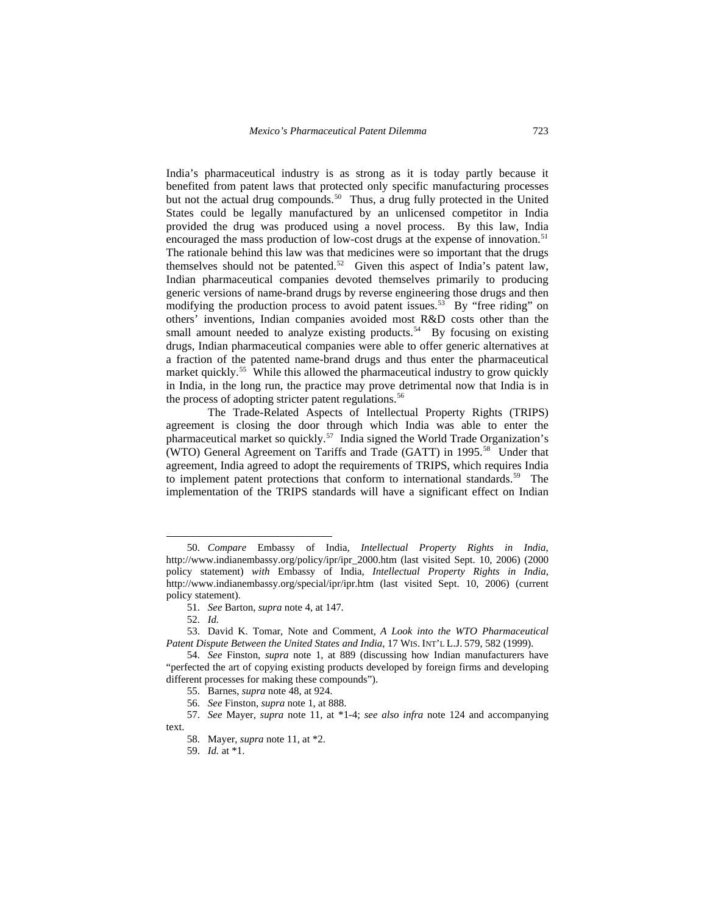India's pharmaceutical industry is as strong as it is today partly because it benefited from patent laws that protected only specific manufacturing processes but not the actual drug compounds.[50] Thus, a drug fully protected in the United States could be legally manufactured by an unlicensed competitor in India provided the drug was produced using a novel process. By this law, India encouraged the mass production of low-cost drugs at the expense of innovation.[51] The rationale behind this law was that medicines were so important that the drugs themselves should not be patented.[52] Given this aspect of India's patent law, Indian pharmaceutical companies devoted themselves primarily to producing generic versions of name-brand drugs by reverse engineering those drugs and then modifying the production process to avoid patent issues.[53] By "free riding" on others' inventions, Indian companies avoided most R&D costs other than the small amount needed to analyze existing products.[54] By focusing on existing drugs, Indian pharmaceutical companies were able to offer generic alternatives at a fraction of the patented name-brand drugs and thus enter the pharmaceutical market quickly.[55] While this allowed the pharmaceutical industry to grow quickly in India, in the long run, the practice may prove detrimental now that India is in the process of adopting stricter patent regulations.[56]

The Trade-Related Aspects of Intellectual Property Rights (TRIPS) agreement is closing the door through which India was able to enter the pharmaceutical market so quickly.[57] India signed the World Trade Organization's (WTO) General Agreement on Tariffs and Trade (GATT) in 1995.[58] Under that agreement, India agreed to adopt the requirements of TRIPS, which requires India to implement patent protections that conform to international standards.[59] The implementation of the TRIPS standards will have a significant effect on Indian

---

50. *Compare* Embassy of India, *Intellectual Property Rights in India*, http://www.indianembassy.org/policy/ipr/ipr_2000.htm (last visited Sept. 10, 2006) (2000 policy statement) *with* Embassy of India, *Intellectual Property Rights in India*, http://www.indianembassy.org/special/ipr/ipr.htm (last visited Sept. 10, 2006) (current policy statement).

51. *See* Barton, *supra* note 4, at 147.

52. *Id.*

53. David K. Tomar, Note and Comment, *A Look into the WTO Pharmaceutical Patent Dispute Between the United States and India*, 17 WIS. INT'L L.J. 579, 582 (1999).

54. *See* Finston, *supra* note 1, at 889 (discussing how Indian manufacturers have "perfected the art of copying existing products developed by foreign firms and developing different processes for making these compounds").

55. Barnes, *supra* note 48, at 924.

56. *See* Finston, *supra* note 1, at 888.

57. *See* Mayer, *supra* note 11, at *1-4; *see also infra* note 124 and accompanying text.

58. Mayer, *supra* note 11, at *2.

59. *Id.* at *1.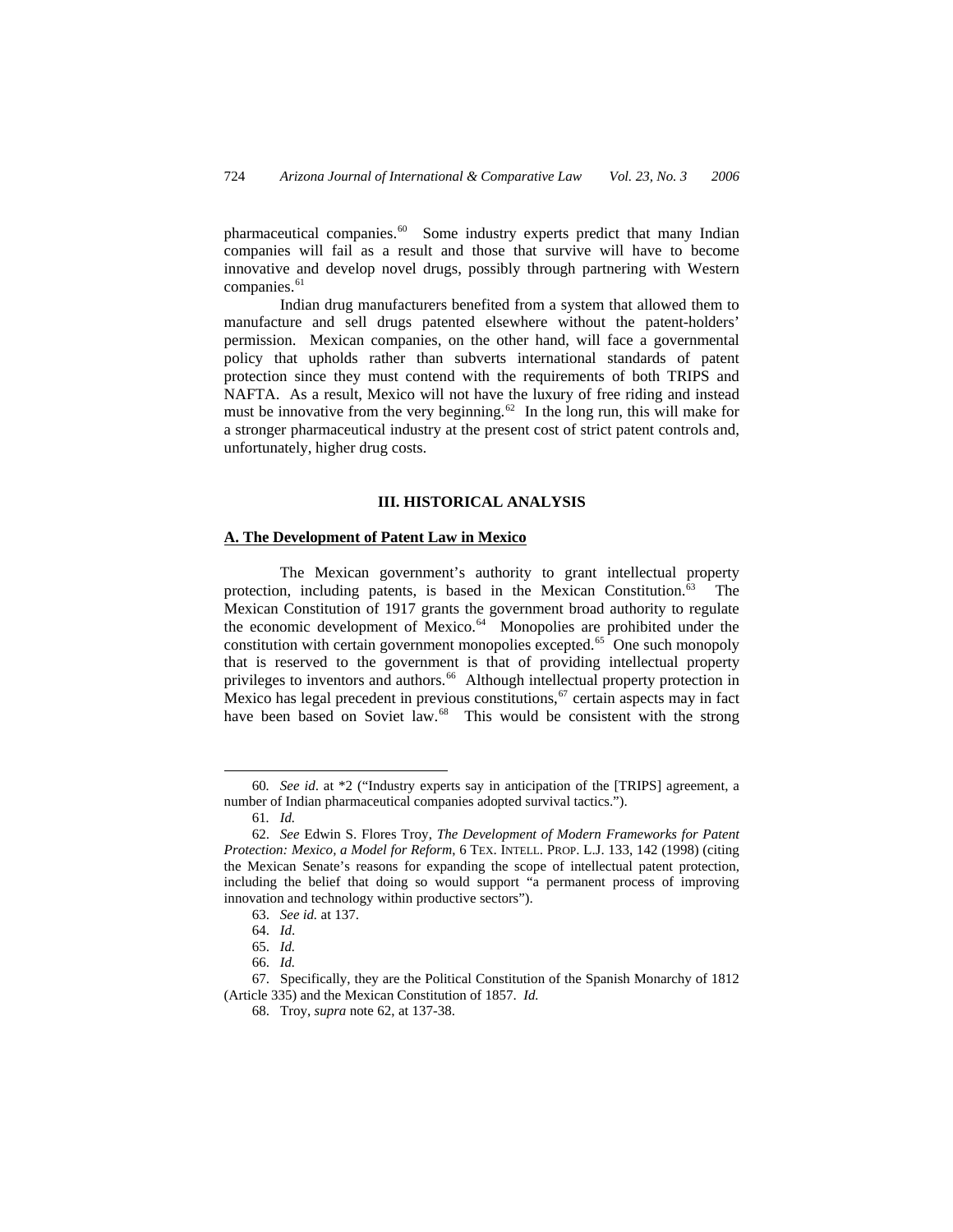pharmaceutical companies.[60] Some industry experts predict that many Indian companies will fail as a result and those that survive will have to become innovative and develop novel drugs, possibly through partnering with Western companies.[61]

Indian drug manufacturers benefited from a system that allowed them to manufacture and sell drugs patented elsewhere without the patent-holders' permission. Mexican companies, on the other hand, will face a governmental policy that upholds rather than subverts international standards of patent protection since they must contend with the requirements of both TRIPS and NAFTA. As a result, Mexico will not have the luxury of free riding and instead must be innovative from the very beginning.[62] In the long run, this will make for a stronger pharmaceutical industry at the present cost of strict patent controls and, unfortunately, higher drug costs.

## III. HISTORICAL ANALYSIS

### A. The Development of Patent Law in Mexico

The Mexican government's authority to grant intellectual property protection, including patents, is based in the Mexican Constitution.[63] The Mexican Constitution of 1917 grants the government broad authority to regulate the economic development of Mexico.[64] Monopolies are prohibited under the constitution with certain government monopolies excepted.[65] One such monopoly that is reserved to the government is that of providing intellectual property privileges to inventors and authors.[66] Although intellectual property protection in Mexico has legal precedent in previous constitutions,[67] certain aspects may in fact have been based on Soviet law.[68] This would be consistent with the strong

---

60. *See id*. at *2 ("Industry experts say in anticipation of the [TRIPS] agreement, a number of Indian pharmaceutical companies adopted survival tactics.").

61. *Id.*

62. *See* Edwin S. Flores Troy, *The Development of Modern Frameworks for Patent Protection: Mexico, a Model for Reform*, 6 TEX. INTELL. PROP. L.J. 133, 142 (1998) (citing the Mexican Senate's reasons for expanding the scope of intellectual patent protection, including the belief that doing so would support "a permanent process of improving innovation and technology within productive sectors").

63. *See id.* at 137.

64. *Id*.

65. *Id.*

66. *Id.*

67. Specifically, they are the Political Constitution of the Spanish Monarchy of 1812 (Article 335) and the Mexican Constitution of 1857. *Id.*

68. Troy, *supra* note 62, at 137-38.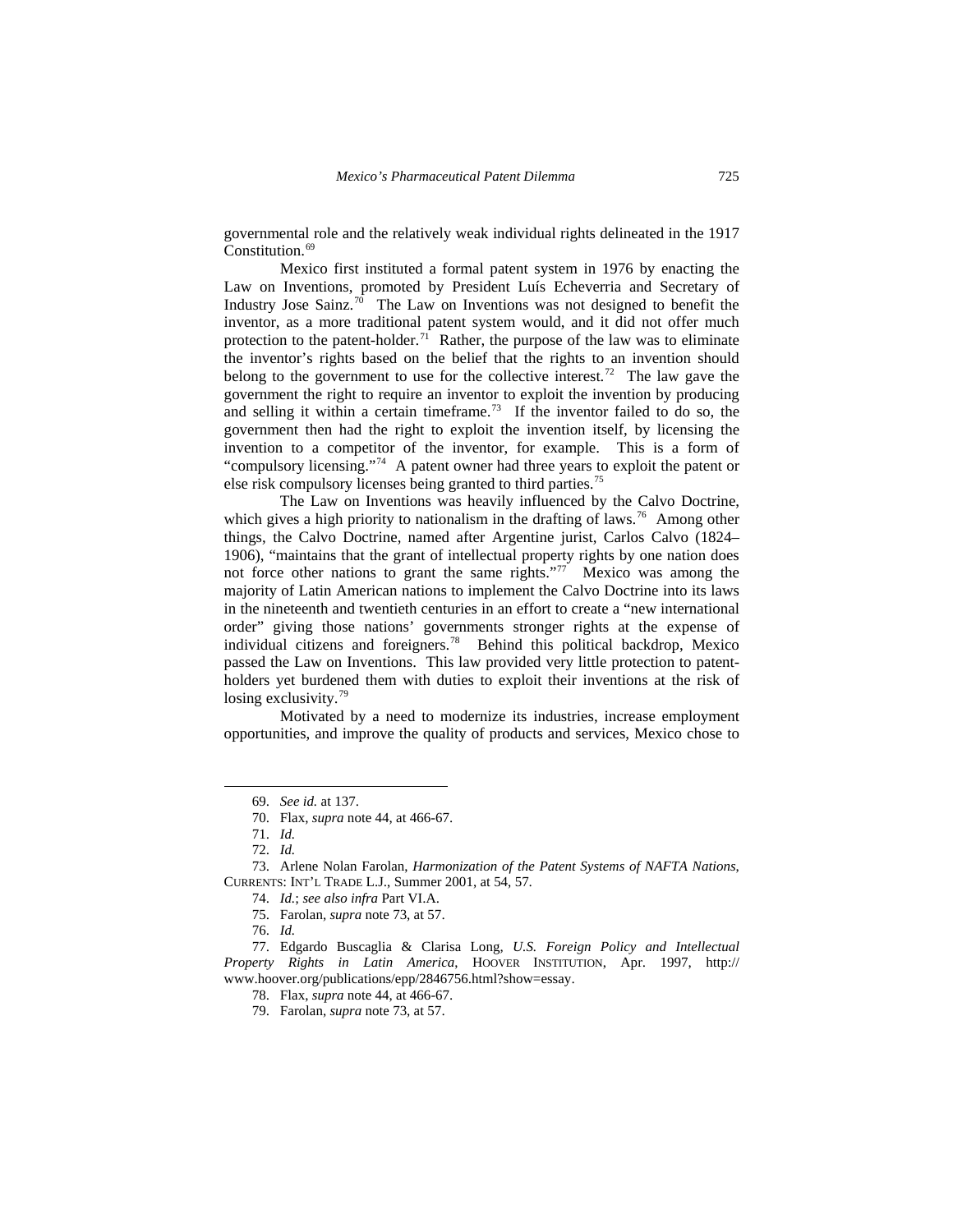governmental role and the relatively weak individual rights delineated in the 1917 Constitution.[69]

Mexico first instituted a formal patent system in 1976 by enacting the Law on Inventions, promoted by President Luís Echeverria and Secretary of Industry Jose Sainz.[70] The Law on Inventions was not designed to benefit the inventor, as a more traditional patent system would, and it did not offer much protection to the patent-holder.[71] Rather, the purpose of the law was to eliminate the inventor's rights based on the belief that the rights to an invention should belong to the government to use for the collective interest.[72] The law gave the government the right to require an inventor to exploit the invention by producing and selling it within a certain timeframe.[73] If the inventor failed to do so, the government then had the right to exploit the invention itself, by licensing the invention to a competitor of the inventor, for example. This is a form of "compulsory licensing."[74] A patent owner had three years to exploit the patent or else risk compulsory licenses being granted to third parties.[75]

The Law on Inventions was heavily influenced by the Calvo Doctrine, which gives a high priority to nationalism in the drafting of laws.[76] Among other things, the Calvo Doctrine, named after Argentine jurist, Carlos Calvo (1824–1906), "maintains that the grant of intellectual property rights by one nation does not force other nations to grant the same rights."[77] Mexico was among the majority of Latin American nations to implement the Calvo Doctrine into its laws in the nineteenth and twentieth centuries in an effort to create a "new international order" giving those nations' governments stronger rights at the expense of individual citizens and foreigners.[78] Behind this political backdrop, Mexico passed the Law on Inventions. This law provided very little protection to patent-holders yet burdened them with duties to exploit their inventions at the risk of losing exclusivity.[79]

Motivated by a need to modernize its industries, increase employment opportunities, and improve the quality of products and services, Mexico chose to

---

69. *See id.* at 137.

70. Flax, *supra* note 44, at 466-67.

71. *Id.*

72. *Id.*

73. Arlene Nolan Farolan, *Harmonization of the Patent Systems of NAFTA Nations*, CURRENTS: INT'L TRADE L.J., Summer 2001, at 54, 57.

74. *Id.*; *see also infra* Part VI.A.

75. Farolan, *supra* note 73, at 57.

76. *Id.*

77. Edgardo Buscaglia & Clarisa Long, *U.S. Foreign Policy and Intellectual Property Rights in Latin America*, HOOVER INSTITUTION, Apr. 1997, http://www.hoover.org/publications/epp/2846756.html?show=essay.

78. Flax, *supra* note 44, at 466-67.

79. Farolan, *supra* note 73, at 57.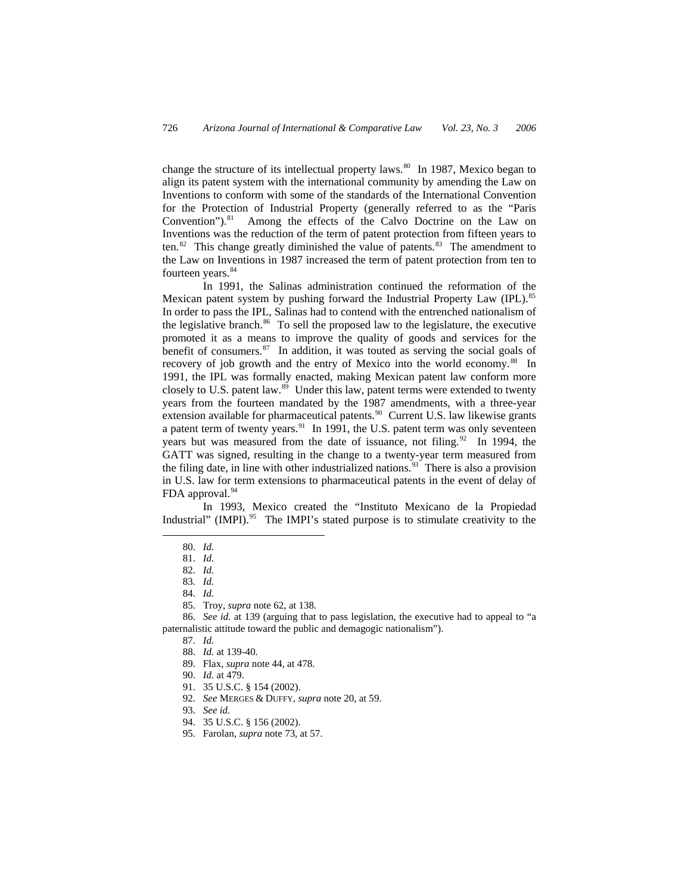change the structure of its intellectual property laws.[80] In 1987, Mexico began to align its patent system with the international community by amending the Law on Inventions to conform with some of the standards of the International Convention for the Protection of Industrial Property (generally referred to as the "Paris Convention").[81] Among the effects of the Calvo Doctrine on the Law on Inventions was the reduction of the term of patent protection from fifteen years to ten.[82] This change greatly diminished the value of patents.[83] The amendment to the Law on Inventions in 1987 increased the term of patent protection from ten to fourteen years.[84]

In 1991, the Salinas administration continued the reformation of the Mexican patent system by pushing forward the Industrial Property Law (IPL).[85] In order to pass the IPL, Salinas had to contend with the entrenched nationalism of the legislative branch.[86] To sell the proposed law to the legislature, the executive promoted it as a means to improve the quality of goods and services for the benefit of consumers.[87] In addition, it was touted as serving the social goals of recovery of job growth and the entry of Mexico into the world economy.[88] In 1991, the IPL was formally enacted, making Mexican patent law conform more closely to U.S. patent law.[89] Under this law, patent terms were extended to twenty years from the fourteen mandated by the 1987 amendments, with a three-year extension available for pharmaceutical patents.[90] Current U.S. law likewise grants a patent term of twenty years.[91] In 1991, the U.S. patent term was only seventeen years but was measured from the date of issuance, not filing.[92] In 1994, the GATT was signed, resulting in the change to a twenty-year term measured from the filing date, in line with other industrialized nations.[93] There is also a provision in U.S. law for term extensions to pharmaceutical patents in the event of delay of FDA approval.[94]

In 1993, Mexico created the "Instituto Mexicano de la Propiedad Industrial" (IMPI).[95] The IMPI's stated purpose is to stimulate creativity to the

---

80. *Id.*
81. *Id*.
82. *Id.*
83. *Id.*
84. *Id.*
85. Troy, *supra* note 62, at 138.
86. *See id.* at 139 (arguing that to pass legislation, the executive had to appeal to "a paternalistic attitude toward the public and demagogic nationalism").
87. *Id.*
88. *Id.* at 139-40.
89. Flax, *supra* note 44, at 478.
90. *Id.* at 479.
91. 35 U.S.C. § 154 (2002).
92. *See* MERGES & DUFFY, *supra* note 20, at 59.
93. *See id.*
94. 35 U.S.C. § 156 (2002).
95. Farolan, *supra* note 73, at 57.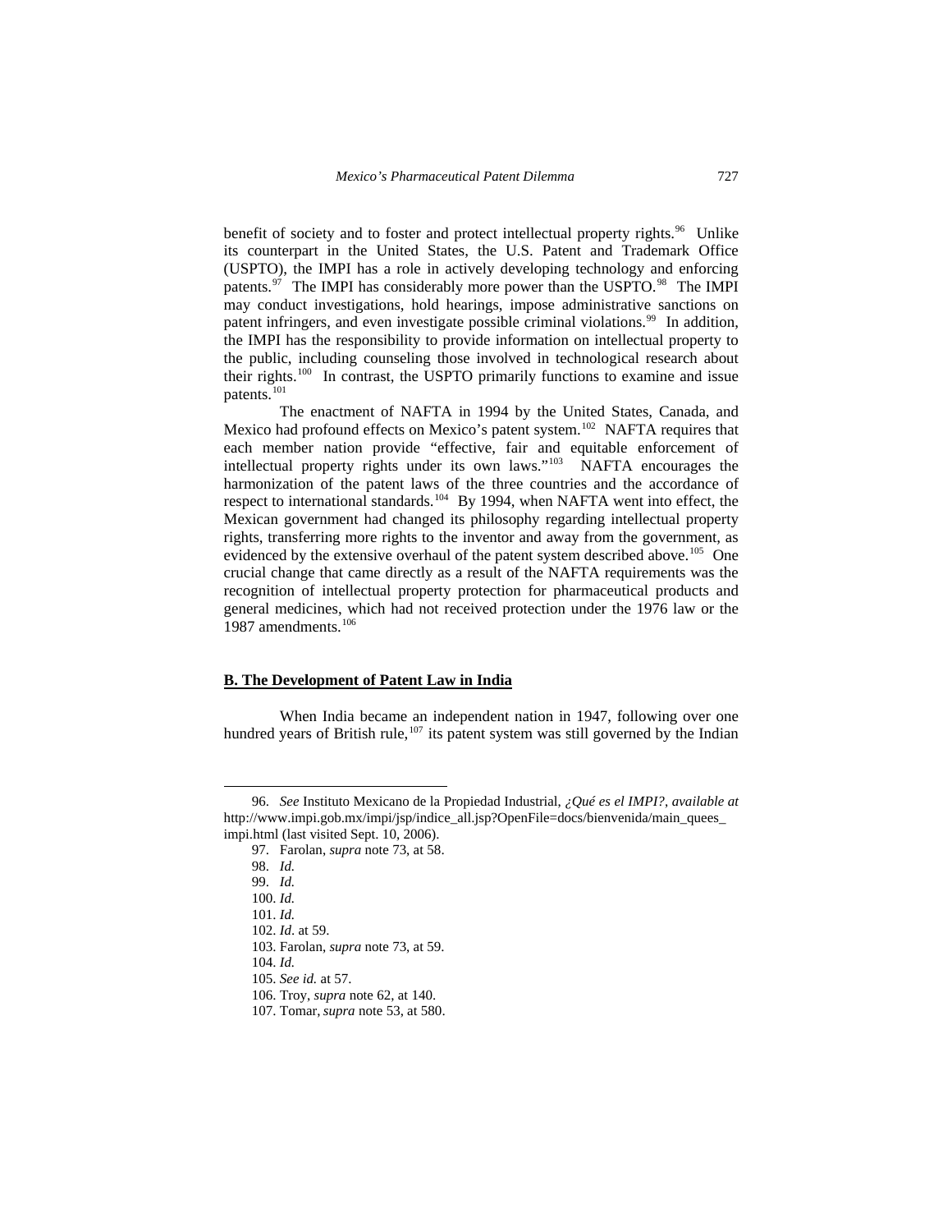benefit of society and to foster and protect intellectual property rights.[96] Unlike its counterpart in the United States, the U.S. Patent and Trademark Office (USPTO), the IMPI has a role in actively developing technology and enforcing patents.[97] The IMPI has considerably more power than the USPTO.[98] The IMPI may conduct investigations, hold hearings, impose administrative sanctions on patent infringers, and even investigate possible criminal violations.[99] In addition, the IMPI has the responsibility to provide information on intellectual property to the public, including counseling those involved in technological research about their rights.[100] In contrast, the USPTO primarily functions to examine and issue patents.[101]

The enactment of NAFTA in 1994 by the United States, Canada, and Mexico had profound effects on Mexico's patent system.[102] NAFTA requires that each member nation provide "effective, fair and equitable enforcement of intellectual property rights under its own laws."[103] NAFTA encourages the harmonization of the patent laws of the three countries and the accordance of respect to international standards.[104] By 1994, when NAFTA went into effect, the Mexican government had changed its philosophy regarding intellectual property rights, transferring more rights to the inventor and away from the government, as evidenced by the extensive overhaul of the patent system described above.[105] One crucial change that came directly as a result of the NAFTA requirements was the recognition of intellectual property protection for pharmaceutical products and general medicines, which had not received protection under the 1976 law or the 1987 amendments.[106]

## B. The Development of Patent Law in India

When India became an independent nation in 1947, following over one hundred years of British rule,[107] its patent system was still governed by the Indian

---

96. *See* Instituto Mexicano de la Propiedad Industrial, *¿Qué es el IMPI?*, *available at* http://www.impi.gob.mx/impi/jsp/indice_all.jsp?OpenFile=docs/bienvenida/main_quees_impi.html (last visited Sept. 10, 2006).

97. Farolan, *supra* note 73, at 58.

98. *Id.*

99. *Id.*

100. *Id.*

101. *Id.*

102. *Id.* at 59.

103. Farolan, *supra* note 73, at 59.

104. *Id.*

105. *See id.* at 57.

106. Troy, *supra* note 62, at 140.

107. Tomar, *supra* note 53, at 580.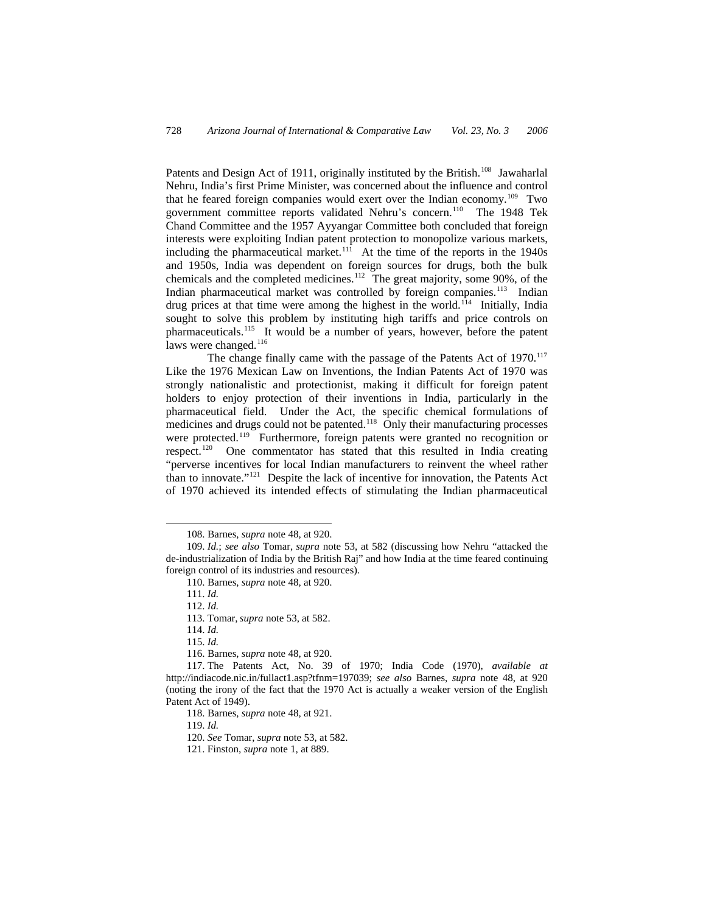Patents and Design Act of 1911, originally instituted by the British.[108] Jawaharlal Nehru, India's first Prime Minister, was concerned about the influence and control that he feared foreign companies would exert over the Indian economy.[109] Two government committee reports validated Nehru's concern.[110] The 1948 Tek Chand Committee and the 1957 Ayyangar Committee both concluded that foreign interests were exploiting Indian patent protection to monopolize various markets, including the pharmaceutical market.[111] At the time of the reports in the 1940s and 1950s, India was dependent on foreign sources for drugs, both the bulk chemicals and the completed medicines.[112] The great majority, some 90%, of the Indian pharmaceutical market was controlled by foreign companies.[113] Indian drug prices at that time were among the highest in the world.[114] Initially, India sought to solve this problem by instituting high tariffs and price controls on pharmaceuticals.[115] It would be a number of years, however, before the patent laws were changed.[116]

The change finally came with the passage of the Patents Act of 1970.[117] Like the 1976 Mexican Law on Inventions, the Indian Patents Act of 1970 was strongly nationalistic and protectionist, making it difficult for foreign patent holders to enjoy protection of their inventions in India, particularly in the pharmaceutical field. Under the Act, the specific chemical formulations of medicines and drugs could not be patented.[118] Only their manufacturing processes were protected.[119] Furthermore, foreign patents were granted no recognition or respect.[120] One commentator has stated that this resulted in India creating "perverse incentives for local Indian manufacturers to reinvent the wheel rather than to innovate."[121] Despite the lack of incentive for innovation, the Patents Act of 1970 achieved its intended effects of stimulating the Indian pharmaceutical

---

108. Barnes, *supra* note 48, at 920.

109. *Id.*; *see also* Tomar, *supra* note 53, at 582 (discussing how Nehru "attacked the de-industrialization of India by the British Raj" and how India at the time feared continuing foreign control of its industries and resources).

110. Barnes, *supra* note 48, at 920.

111. *Id.*

112. *Id.*

113. Tomar, *supra* note 53, at 582.

114. *Id.*

115. *Id.*

116. Barnes, *supra* note 48, at 920.

117. The Patents Act, No. 39 of 1970; India Code (1970), *available at* http://indiacode.nic.in/fullact1.asp?tfnm=197039; *see also* Barnes, *supra* note 48, at 920 (noting the irony of the fact that the 1970 Act is actually a weaker version of the English Patent Act of 1949).

118. Barnes, *supra* note 48, at 921.

119. *Id.*

120. *See* Tomar, *supra* note 53, at 582.

121. Finston, *supra* note 1, at 889.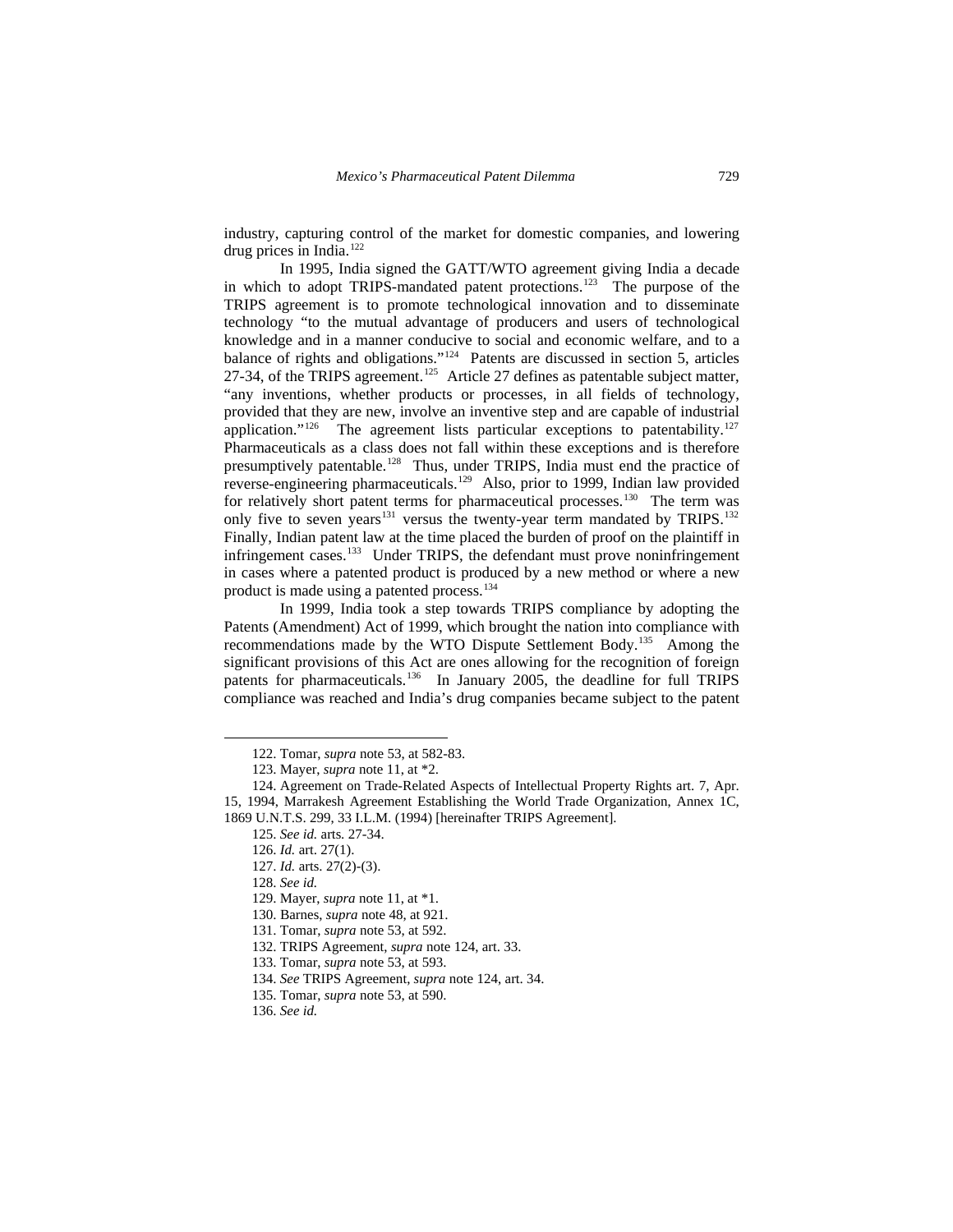industry, capturing control of the market for domestic companies, and lowering drug prices in India.[122]

In 1995, India signed the GATT/WTO agreement giving India a decade in which to adopt TRIPS-mandated patent protections.[123] The purpose of the TRIPS agreement is to promote technological innovation and to disseminate technology "to the mutual advantage of producers and users of technological knowledge and in a manner conducive to social and economic welfare, and to a balance of rights and obligations."[124] Patents are discussed in section 5, articles 27-34, of the TRIPS agreement.[125] Article 27 defines as patentable subject matter, "any inventions, whether products or processes, in all fields of technology, provided that they are new, involve an inventive step and are capable of industrial application."[126] The agreement lists particular exceptions to patentability.[127] Pharmaceuticals as a class does not fall within these exceptions and is therefore presumptively patentable.[128] Thus, under TRIPS, India must end the practice of reverse-engineering pharmaceuticals.[129] Also, prior to 1999, Indian law provided for relatively short patent terms for pharmaceutical processes.[130] The term was only five to seven years[131] versus the twenty-year term mandated by TRIPS.[132] Finally, Indian patent law at the time placed the burden of proof on the plaintiff in infringement cases.[133] Under TRIPS, the defendant must prove noninfringement in cases where a patented product is produced by a new method or where a new product is made using a patented process.[134]

In 1999, India took a step towards TRIPS compliance by adopting the Patents (Amendment) Act of 1999, which brought the nation into compliance with recommendations made by the WTO Dispute Settlement Body.[135] Among the significant provisions of this Act are ones allowing for the recognition of foreign patents for pharmaceuticals.[136] In January 2005, the deadline for full TRIPS compliance was reached and India's drug companies became subject to the patent

---

122. Tomar, *supra* note 53, at 582-83.

123. Mayer, *supra* note 11, at *2.

124. Agreement on Trade-Related Aspects of Intellectual Property Rights art. 7, Apr. 15, 1994, Marrakesh Agreement Establishing the World Trade Organization, Annex 1C, 1869 U.N.T.S. 299, 33 I.L.M. (1994) [hereinafter TRIPS Agreement].

125. *See id.* arts. 27-34.

126. *Id.* art. 27(1).

127. *Id.* arts. 27(2)-(3).

128. *See id.*

129. Mayer, *supra* note 11, at *1.

130. Barnes, *supra* note 48, at 921.

131. Tomar, *supra* note 53, at 592.

132. TRIPS Agreement, *supra* note 124, art. 33.

133. Tomar, *supra* note 53, at 593.

134. *See* TRIPS Agreement, *supra* note 124, art. 34.

135. Tomar, *supra* note 53, at 590.

136. *See id.*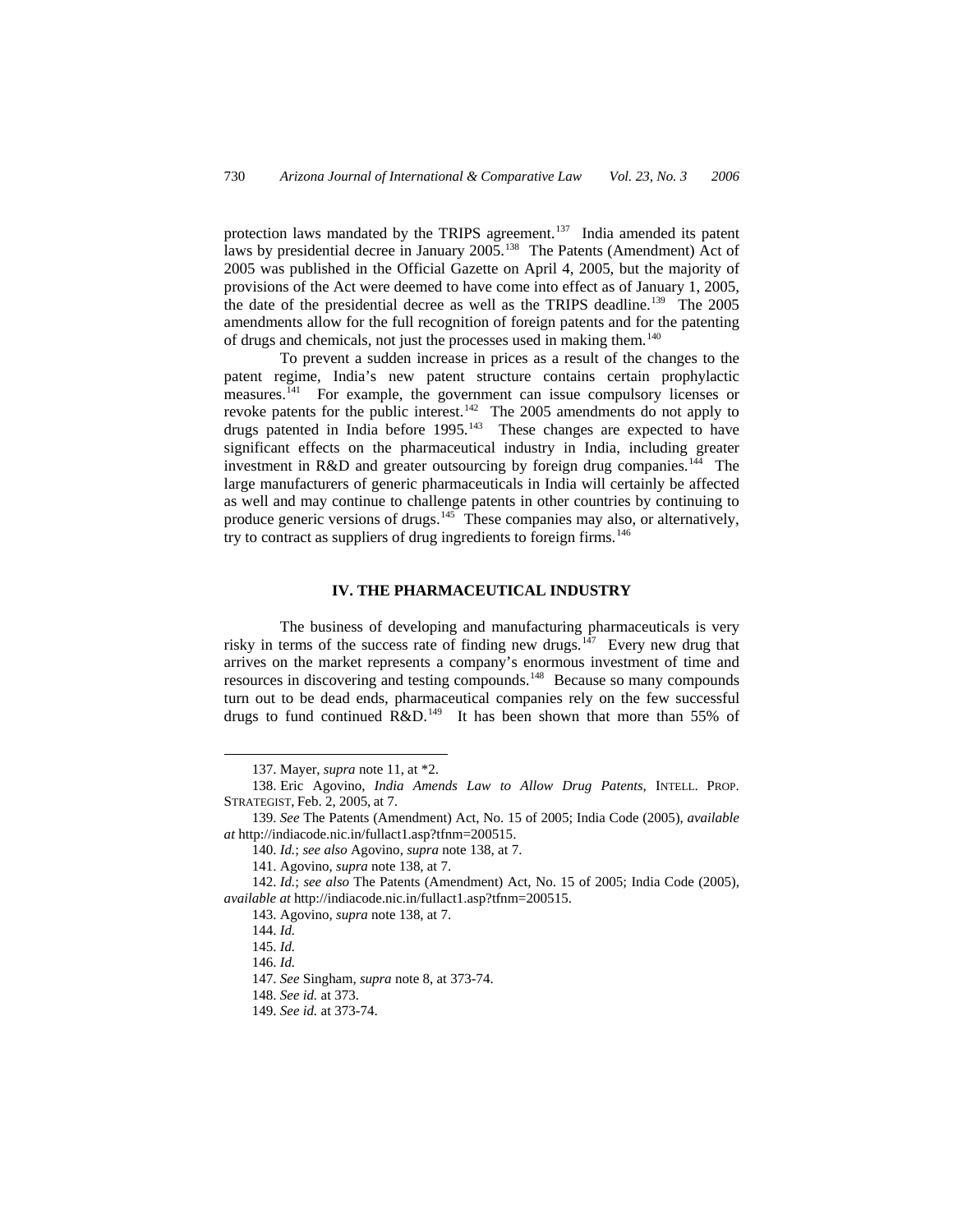protection laws mandated by the TRIPS agreement.[137] India amended its patent laws by presidential decree in January 2005.[138] The Patents (Amendment) Act of 2005 was published in the Official Gazette on April 4, 2005, but the majority of provisions of the Act were deemed to have come into effect as of January 1, 2005, the date of the presidential decree as well as the TRIPS deadline.[139] The 2005 amendments allow for the full recognition of foreign patents and for the patenting of drugs and chemicals, not just the processes used in making them.[140]

To prevent a sudden increase in prices as a result of the changes to the patent regime, India's new patent structure contains certain prophylactic measures.[141] For example, the government can issue compulsory licenses or revoke patents for the public interest.[142] The 2005 amendments do not apply to drugs patented in India before 1995.[143] These changes are expected to have significant effects on the pharmaceutical industry in India, including greater investment in R&D and greater outsourcing by foreign drug companies.[144] The large manufacturers of generic pharmaceuticals in India will certainly be affected as well and may continue to challenge patents in other countries by continuing to produce generic versions of drugs.[145] These companies may also, or alternatively, try to contract as suppliers of drug ingredients to foreign firms.[146]

## IV. THE PHARMACEUTICAL INDUSTRY

The business of developing and manufacturing pharmaceuticals is very risky in terms of the success rate of finding new drugs.[147] Every new drug that arrives on the market represents a company's enormous investment of time and resources in discovering and testing compounds.[148] Because so many compounds turn out to be dead ends, pharmaceutical companies rely on the few successful drugs to fund continued R&D.[149] It has been shown that more than 55% of

---

137. Mayer, *supra* note 11, at \*2.

138. Eric Agovino, *India Amends Law to Allow Drug Patents*, INTELL. PROP. STRATEGIST, Feb. 2, 2005, at 7.

139. *See* The Patents (Amendment) Act, No. 15 of 2005; India Code (2005), *available at* http://indiacode.nic.in/fullact1.asp?tfnm=200515.

140. *Id.*; *see also* Agovino, *supra* note 138, at 7.

141. Agovino, *supra* note 138, at 7.

142. *Id.*; *see also* The Patents (Amendment) Act, No. 15 of 2005; India Code (2005), *available at* http://indiacode.nic.in/fullact1.asp?tfnm=200515.

143. Agovino, *supra* note 138, at 7.

144. *Id.*

145. *Id.*

146. *Id.*

147. *See* Singham, *supra* note 8, at 373-74.

148. *See id.* at 373.

149. *See id.* at 373-74.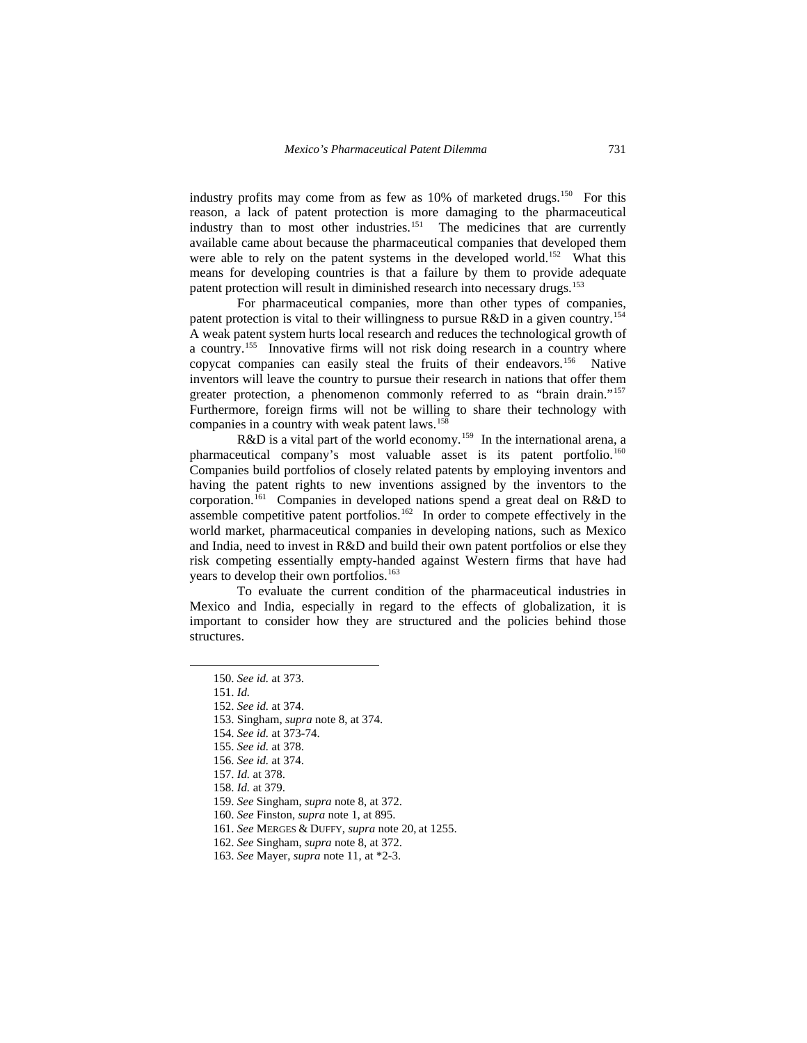industry profits may come from as few as 10% of marketed drugs.[150] For this reason, a lack of patent protection is more damaging to the pharmaceutical industry than to most other industries.[151] The medicines that are currently available came about because the pharmaceutical companies that developed them were able to rely on the patent systems in the developed world.[152] What this means for developing countries is that a failure by them to provide adequate patent protection will result in diminished research into necessary drugs.[153]

For pharmaceutical companies, more than other types of companies, patent protection is vital to their willingness to pursue R&D in a given country.[154] A weak patent system hurts local research and reduces the technological growth of a country.[155] Innovative firms will not risk doing research in a country where copycat companies can easily steal the fruits of their endeavors.[156] Native inventors will leave the country to pursue their research in nations that offer them greater protection, a phenomenon commonly referred to as "brain drain."[157] Furthermore, foreign firms will not be willing to share their technology with companies in a country with weak patent laws.[158]

R&D is a vital part of the world economy.[159] In the international arena, a pharmaceutical company's most valuable asset is its patent portfolio.[160] Companies build portfolios of closely related patents by employing inventors and having the patent rights to new inventions assigned by the inventors to the corporation.[161] Companies in developed nations spend a great deal on R&D to assemble competitive patent portfolios.[162] In order to compete effectively in the world market, pharmaceutical companies in developing nations, such as Mexico and India, need to invest in R&D and build their own patent portfolios or else they risk competing essentially empty-handed against Western firms that have had years to develop their own portfolios.[163]

To evaluate the current condition of the pharmaceutical industries in Mexico and India, especially in regard to the effects of globalization, it is important to consider how they are structured and the policies behind those structures.

---

150. *See id.* at 373.

151. *Id.*

152. *See id.* at 374.

153. Singham, *supra* note 8, at 374.

154. *See id.* at 373-74.

155. *See id.* at 378.

156. *See id.* at 374.

157. *Id.* at 378.

158. *Id.* at 379.

159. *See* Singham, *supra* note 8, at 372.

160. *See* Finston, *supra* note 1, at 895.

161. *See* MERGES & DUFFY, *supra* note 20, at 1255.

162. *See* Singham, *supra* note 8, at 372.

163. *See* Mayer, *supra* note 11, at *2-3.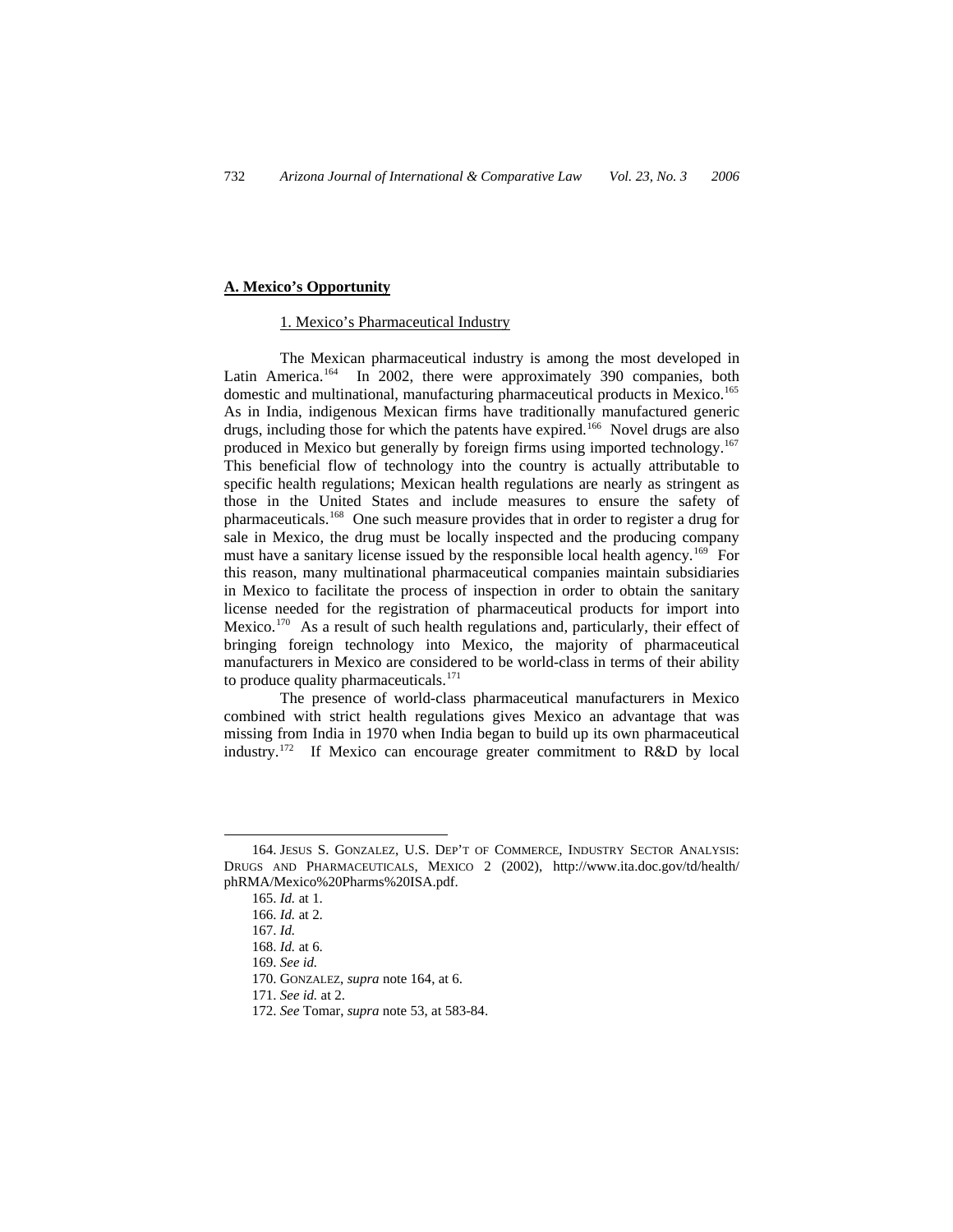## A. Mexico's Opportunity

### 1. Mexico's Pharmaceutical Industry

The Mexican pharmaceutical industry is among the most developed in Latin America.[164] In 2002, there were approximately 390 companies, both domestic and multinational, manufacturing pharmaceutical products in Mexico.[165] As in India, indigenous Mexican firms have traditionally manufactured generic drugs, including those for which the patents have expired.[166] Novel drugs are also produced in Mexico but generally by foreign firms using imported technology.[167] This beneficial flow of technology into the country is actually attributable to specific health regulations; Mexican health regulations are nearly as stringent as those in the United States and include measures to ensure the safety of pharmaceuticals.[168] One such measure provides that in order to register a drug for sale in Mexico, the drug must be locally inspected and the producing company must have a sanitary license issued by the responsible local health agency.[169] For this reason, many multinational pharmaceutical companies maintain subsidiaries in Mexico to facilitate the process of inspection in order to obtain the sanitary license needed for the registration of pharmaceutical products for import into Mexico.[170] As a result of such health regulations and, particularly, their effect of bringing foreign technology into Mexico, the majority of pharmaceutical manufacturers in Mexico are considered to be world-class in terms of their ability to produce quality pharmaceuticals.[171]

The presence of world-class pharmaceutical manufacturers in Mexico combined with strict health regulations gives Mexico an advantage that was missing from India in 1970 when India began to build up its own pharmaceutical industry.[172] If Mexico can encourage greater commitment to R&D by local

---

164. JESUS S. GONZALEZ, U.S. DEP'T OF COMMERCE, INDUSTRY SECTOR ANALYSIS: DRUGS AND PHARMACEUTICALS, MEXICO 2 (2002), http://www.ita.doc.gov/td/health/phRMA/Mexico%20Pharms%20ISA.pdf.

165. *Id.* at 1.

166. *Id.* at 2.

167. *Id.*

168. *Id.* at 6.

169. *See id.*

170. GONZALEZ, *supra* note 164, at 6.

171. *See id.* at 2.

172. *See* Tomar, *supra* note 53, at 583-84.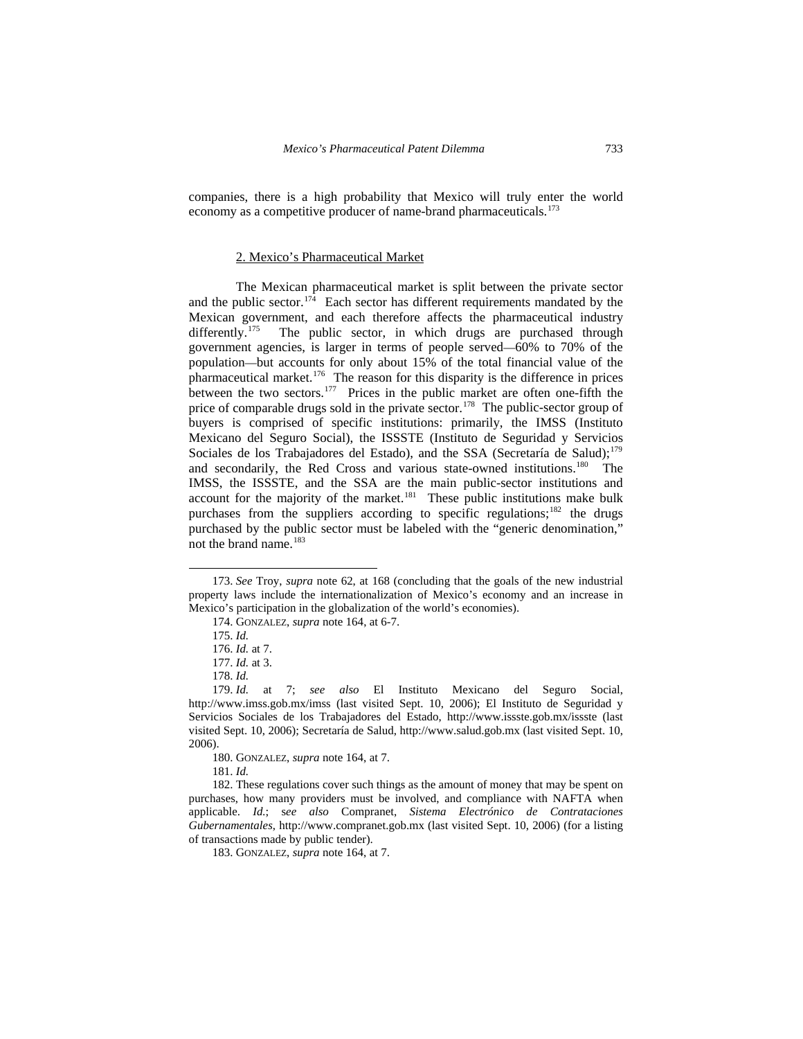companies, there is a high probability that Mexico will truly enter the world economy as a competitive producer of name-brand pharmaceuticals.[173]

2. Mexico's Pharmaceutical Market

The Mexican pharmaceutical market is split between the private sector and the public sector.[174] Each sector has different requirements mandated by the Mexican government, and each therefore affects the pharmaceutical industry differently.[175] The public sector, in which drugs are purchased through government agencies, is larger in terms of people served—60% to 70% of the population—but accounts for only about 15% of the total financial value of the pharmaceutical market.[176] The reason for this disparity is the difference in prices between the two sectors.[177] Prices in the public market are often one-fifth the price of comparable drugs sold in the private sector.[178] The public-sector group of buyers is comprised of specific institutions: primarily, the IMSS (Instituto Mexicano del Seguro Social), the ISSSTE (Instituto de Seguridad y Servicios Sociales de los Trabajadores del Estado), and the SSA (Secretaría de Salud);[179] and secondarily, the Red Cross and various state-owned institutions.[180] The IMSS, the ISSSTE, and the SSA are the main public-sector institutions and account for the majority of the market.[181] These public institutions make bulk purchases from the suppliers according to specific regulations;[182] the drugs purchased by the public sector must be labeled with the "generic denomination," not the brand name.[183]

---

173. *See* Troy, *supra* note 62, at 168 (concluding that the goals of the new industrial property laws include the internationalization of Mexico's economy and an increase in Mexico's participation in the globalization of the world's economies).

174. GONZALEZ, *supra* note 164, at 6-7.

175. *Id.*

176. *Id.* at 7.

177. *Id.* at 3.

178. *Id.*

179. *Id.* at 7; *see also* El Instituto Mexicano del Seguro Social, http://www.imss.gob.mx/imss (last visited Sept. 10, 2006); El Instituto de Seguridad y Servicios Sociales de los Trabajadores del Estado, http://www.issste.gob.mx/issste (last visited Sept. 10, 2006); Secretaría de Salud, http://www.salud.gob.mx (last visited Sept. 10, 2006).

180. GONZALEZ, *supra* note 164, at 7.

181. *Id.*

182. These regulations cover such things as the amount of money that may be spent on purchases, how many providers must be involved, and compliance with NAFTA when applicable. *Id.*; s*ee also* Compranet, *Sistema Electrónico de Contrataciones Gubernamentales*, http://www.compranet.gob.mx (last visited Sept. 10, 2006) (for a listing of transactions made by public tender).

183. GONZALEZ, *supra* note 164, at 7.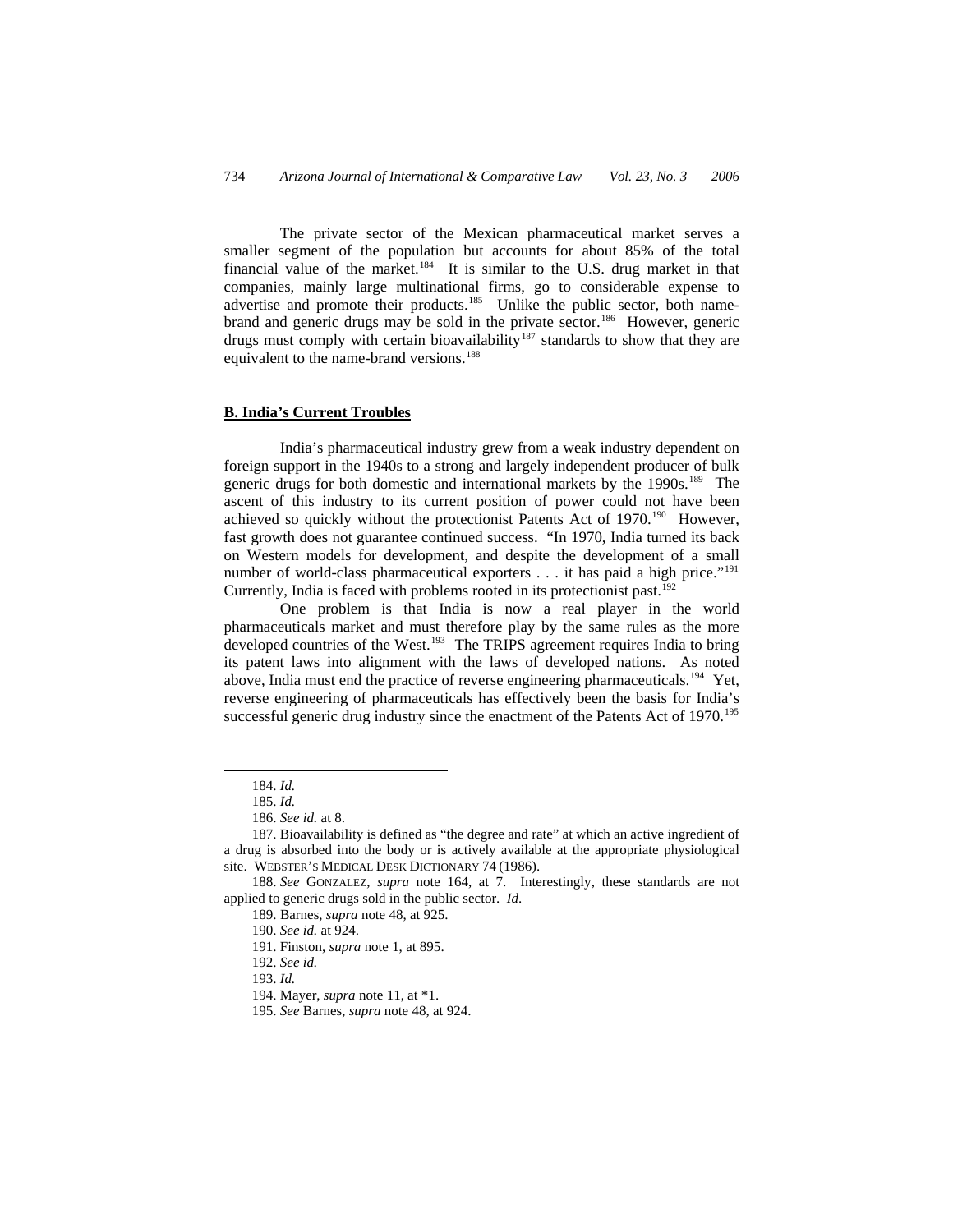The private sector of the Mexican pharmaceutical market serves a smaller segment of the population but accounts for about 85% of the total financial value of the market.[184] It is similar to the U.S. drug market in that companies, mainly large multinational firms, go to considerable expense to advertise and promote their products.[185] Unlike the public sector, both name-brand and generic drugs may be sold in the private sector.[186] However, generic drugs must comply with certain bioavailability[187] standards to show that they are equivalent to the name-brand versions.[188]

## B. India's Current Troubles

India's pharmaceutical industry grew from a weak industry dependent on foreign support in the 1940s to a strong and largely independent producer of bulk generic drugs for both domestic and international markets by the 1990s.[189] The ascent of this industry to its current position of power could not have been achieved so quickly without the protectionist Patents Act of 1970.[190] However, fast growth does not guarantee continued success. "In 1970, India turned its back on Western models for development, and despite the development of a small number of world-class pharmaceutical exporters . . . it has paid a high price."[191] Currently, India is faced with problems rooted in its protectionist past.[192]

One problem is that India is now a real player in the world pharmaceuticals market and must therefore play by the same rules as the more developed countries of the West.[193] The TRIPS agreement requires India to bring its patent laws into alignment with the laws of developed nations. As noted above, India must end the practice of reverse engineering pharmaceuticals.[194] Yet, reverse engineering of pharmaceuticals has effectively been the basis for India's successful generic drug industry since the enactment of the Patents Act of 1970.[195]

---

184. *Id.*

185. *Id.*

186. *See id.* at 8.

187. Bioavailability is defined as "the degree and rate" at which an active ingredient of a drug is absorbed into the body or is actively available at the appropriate physiological site. WEBSTER'S MEDICAL DESK DICTIONARY 74 (1986).

188. *See* GONZALEZ, *supra* note 164, at 7. Interestingly, these standards are not applied to generic drugs sold in the public sector. *Id*.

189. Barnes, *supra* note 48, at 925.

190. *See id.* at 924.

191. Finston, *supra* note 1, at 895.

192. *See id.*

193. *Id.*

194. Mayer, *supra* note 11, at *1.

195. *See* Barnes, *supra* note 48, at 924.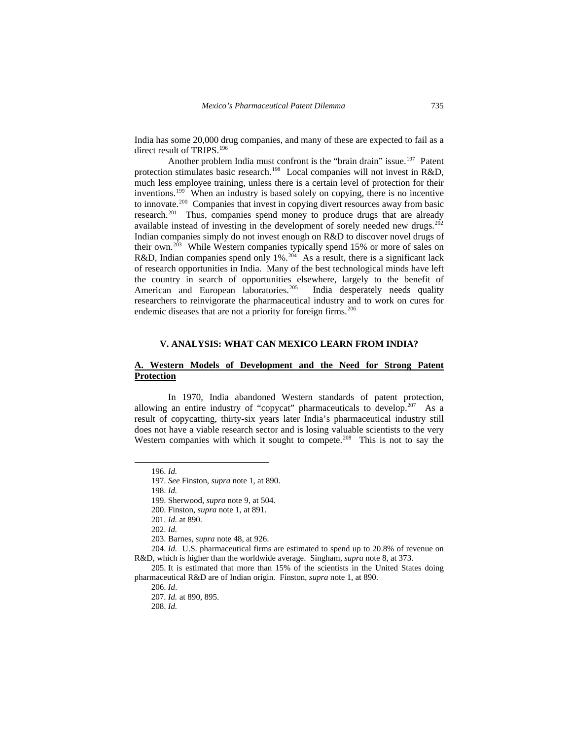India has some 20,000 drug companies, and many of these are expected to fail as a direct result of TRIPS.[196]

Another problem India must confront is the "brain drain" issue.[197] Patent protection stimulates basic research.[198] Local companies will not invest in R&D, much less employee training, unless there is a certain level of protection for their inventions.[199] When an industry is based solely on copying, there is no incentive to innovate.[200] Companies that invest in copying divert resources away from basic research.[201] Thus, companies spend money to produce drugs that are already available instead of investing in the development of sorely needed new drugs.[202] Indian companies simply do not invest enough on R&D to discover novel drugs of their own.[203] While Western companies typically spend 15% or more of sales on R&D, Indian companies spend only 1%.[204] As a result, there is a significant lack of research opportunities in India. Many of the best technological minds have left the country in search of opportunities elsewhere, largely to the benefit of American and European laboratories.[205] India desperately needs quality researchers to reinvigorate the pharmaceutical industry and to work on cures for endemic diseases that are not a priority for foreign firms.[206]

## V. ANALYSIS: WHAT CAN MEXICO LEARN FROM INDIA?

### A. Western Models of Development and the Need for Strong Patent Protection

In 1970, India abandoned Western standards of patent protection, allowing an entire industry of "copycat" pharmaceuticals to develop.[207] As a result of copycatting, thirty-six years later India's pharmaceutical industry still does not have a viable research sector and is losing valuable scientists to the very Western companies with which it sought to compete.[208] This is not to say the

---

196. *Id.*

197. *See* Finston, *supra* note 1, at 890.

198. *Id.*

199. Sherwood, *supra* note 9, at 504.

200. Finston, *supra* note 1, at 891.

201. *Id.* at 890.

202. *Id.*

203. Barnes, *supra* note 48, at 926.

204. *Id.* U.S. pharmaceutical firms are estimated to spend up to 20.8% of revenue on R&D, which is higher than the worldwide average. Singham, *supra* note 8, at 373.

205. It is estimated that more than 15% of the scientists in the United States doing pharmaceutical R&D are of Indian origin. Finston, *supra* note 1, at 890.

206. *Id.*

207. *Id.* at 890, 895.

208. *Id.*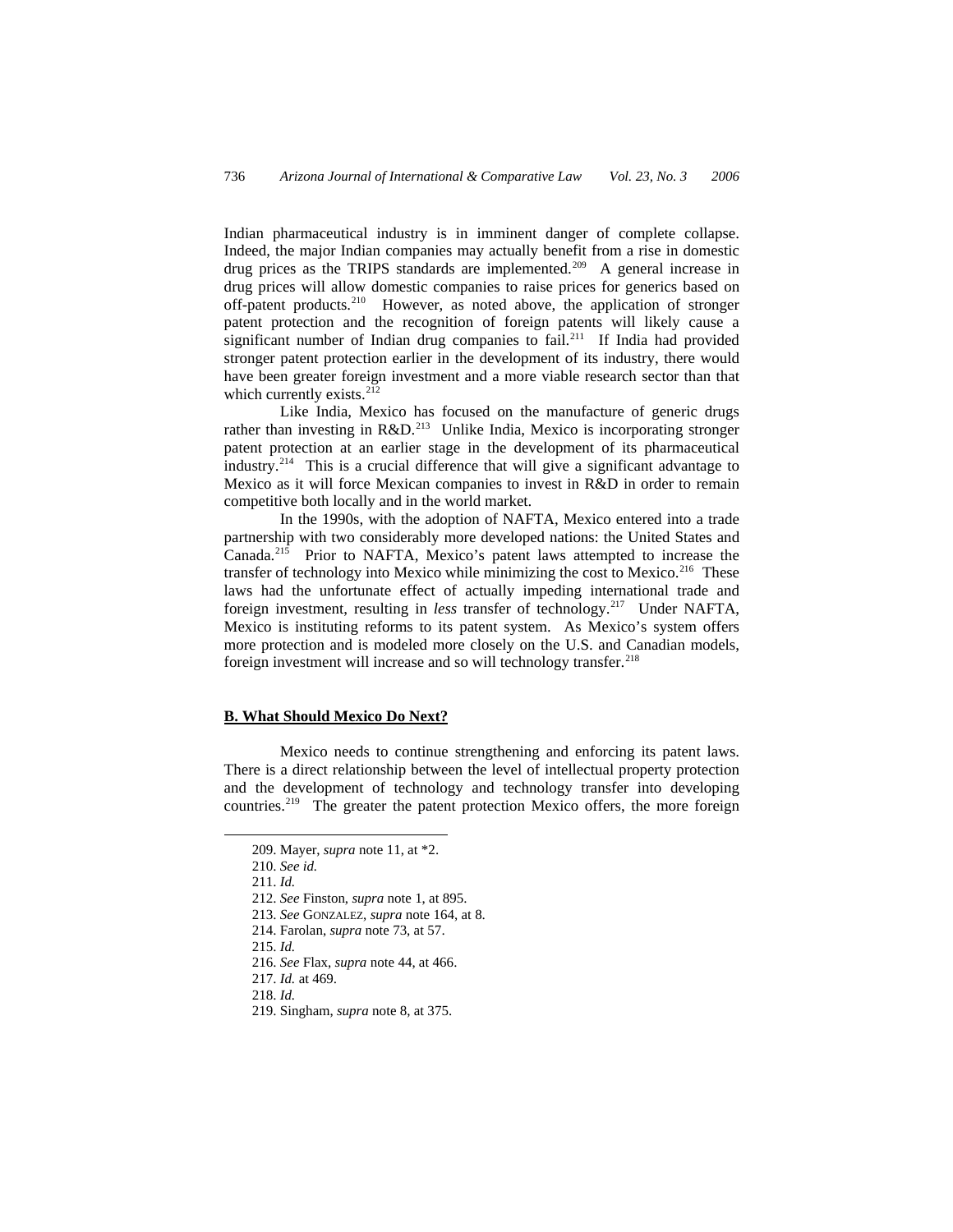Indian pharmaceutical industry is in imminent danger of complete collapse. Indeed, the major Indian companies may actually benefit from a rise in domestic drug prices as the TRIPS standards are implemented.[209] A general increase in drug prices will allow domestic companies to raise prices for generics based on off-patent products.[210] However, as noted above, the application of stronger patent protection and the recognition of foreign patents will likely cause a significant number of Indian drug companies to fail.[211] If India had provided stronger patent protection earlier in the development of its industry, there would have been greater foreign investment and a more viable research sector than that which currently exists.[212]

Like India, Mexico has focused on the manufacture of generic drugs rather than investing in R&D.[213] Unlike India, Mexico is incorporating stronger patent protection at an earlier stage in the development of its pharmaceutical industry.[214] This is a crucial difference that will give a significant advantage to Mexico as it will force Mexican companies to invest in R&D in order to remain competitive both locally and in the world market.

In the 1990s, with the adoption of NAFTA, Mexico entered into a trade partnership with two considerably more developed nations: the United States and Canada.[215] Prior to NAFTA, Mexico's patent laws attempted to increase the transfer of technology into Mexico while minimizing the cost to Mexico.[216] These laws had the unfortunate effect of actually impeding international trade and foreign investment, resulting in *less* transfer of technology.[217] Under NAFTA, Mexico is instituting reforms to its patent system. As Mexico's system offers more protection and is modeled more closely on the U.S. and Canadian models, foreign investment will increase and so will technology transfer.[218]

### B. What Should Mexico Do Next?

Mexico needs to continue strengthening and enforcing its patent laws. There is a direct relationship between the level of intellectual property protection and the development of technology and technology transfer into developing countries.[219] The greater the patent protection Mexico offers, the more foreign

---

209. Mayer, *supra* note 11, at *2.

210. *See id.*

211. *Id.*

212. *See* Finston, *supra* note 1, at 895.

213. *See* GONZALEZ, *supra* note 164, at 8.

214. Farolan, *supra* note 73, at 57.

215. *Id.*

216. *See* Flax, *supra* note 44, at 466.

217. *Id.* at 469.

218. *Id.*

219. Singham, *supra* note 8, at 375.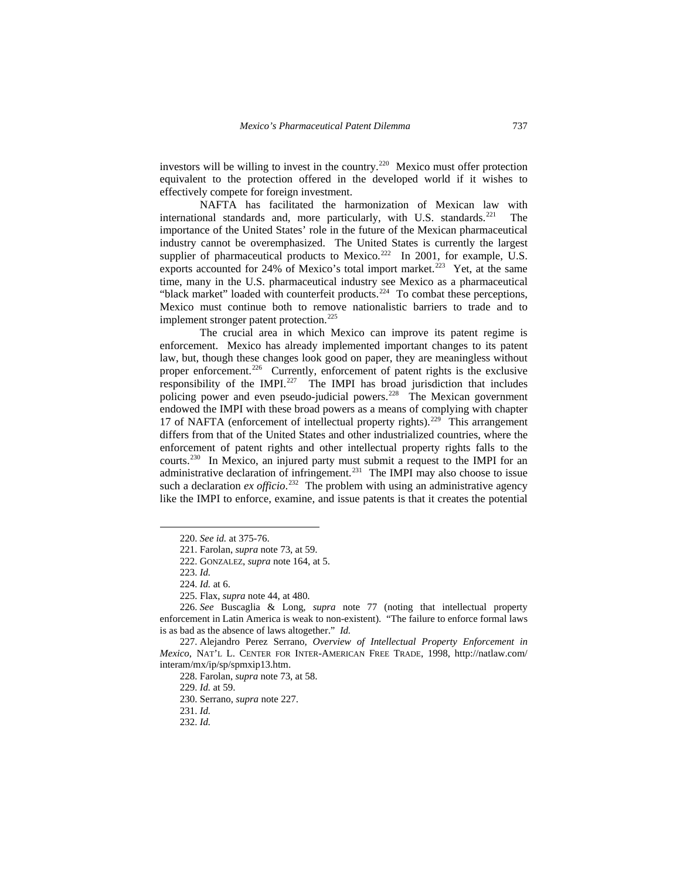investors will be willing to invest in the country.[220] Mexico must offer protection equivalent to the protection offered in the developed world if it wishes to effectively compete for foreign investment.

NAFTA has facilitated the harmonization of Mexican law with international standards and, more particularly, with U.S. standards.[221] The importance of the United States' role in the future of the Mexican pharmaceutical industry cannot be overemphasized. The United States is currently the largest supplier of pharmaceutical products to Mexico.[222] In 2001, for example, U.S. exports accounted for 24% of Mexico's total import market.[223] Yet, at the same time, many in the U.S. pharmaceutical industry see Mexico as a pharmaceutical "black market" loaded with counterfeit products.[224] To combat these perceptions, Mexico must continue both to remove nationalistic barriers to trade and to implement stronger patent protection.[225]

The crucial area in which Mexico can improve its patent regime is enforcement. Mexico has already implemented important changes to its patent law, but, though these changes look good on paper, they are meaningless without proper enforcement.[226] Currently, enforcement of patent rights is the exclusive responsibility of the IMPI.[227] The IMPI has broad jurisdiction that includes policing power and even pseudo-judicial powers.[228] The Mexican government endowed the IMPI with these broad powers as a means of complying with chapter 17 of NAFTA (enforcement of intellectual property rights).[229] This arrangement differs from that of the United States and other industrialized countries, where the enforcement of patent rights and other intellectual property rights falls to the courts.[230] In Mexico, an injured party must submit a request to the IMPI for an administrative declaration of infringement.[231] The IMPI may also choose to issue such a declaration *ex officio*.[232] The problem with using an administrative agency like the IMPI to enforce, examine, and issue patents is that it creates the potential

---

220. *See id.* at 375-76.

221. Farolan, *supra* note 73, at 59.

222. GONZALEZ, *supra* note 164, at 5.

223. *Id.*

224. *Id.* at 6.

225. Flax, *supra* note 44, at 480.

226. *See* Buscaglia & Long, *supra* note 77 (noting that intellectual property enforcement in Latin America is weak to non-existent). "The failure to enforce formal laws is as bad as the absence of laws altogether." *Id.*

227. Alejandro Perez Serrano, *Overview of Intellectual Property Enforcement in Mexico*, NAT'L L. CENTER FOR INTER-AMERICAN FREE TRADE, 1998, http://natlaw.com/interam/mx/ip/sp/spmxip13.htm.

228. Farolan, *supra* note 73, at 58.

229. *Id.* at 59.

230. Serrano, *supra* note 227.

231. *Id.*

232. *Id.*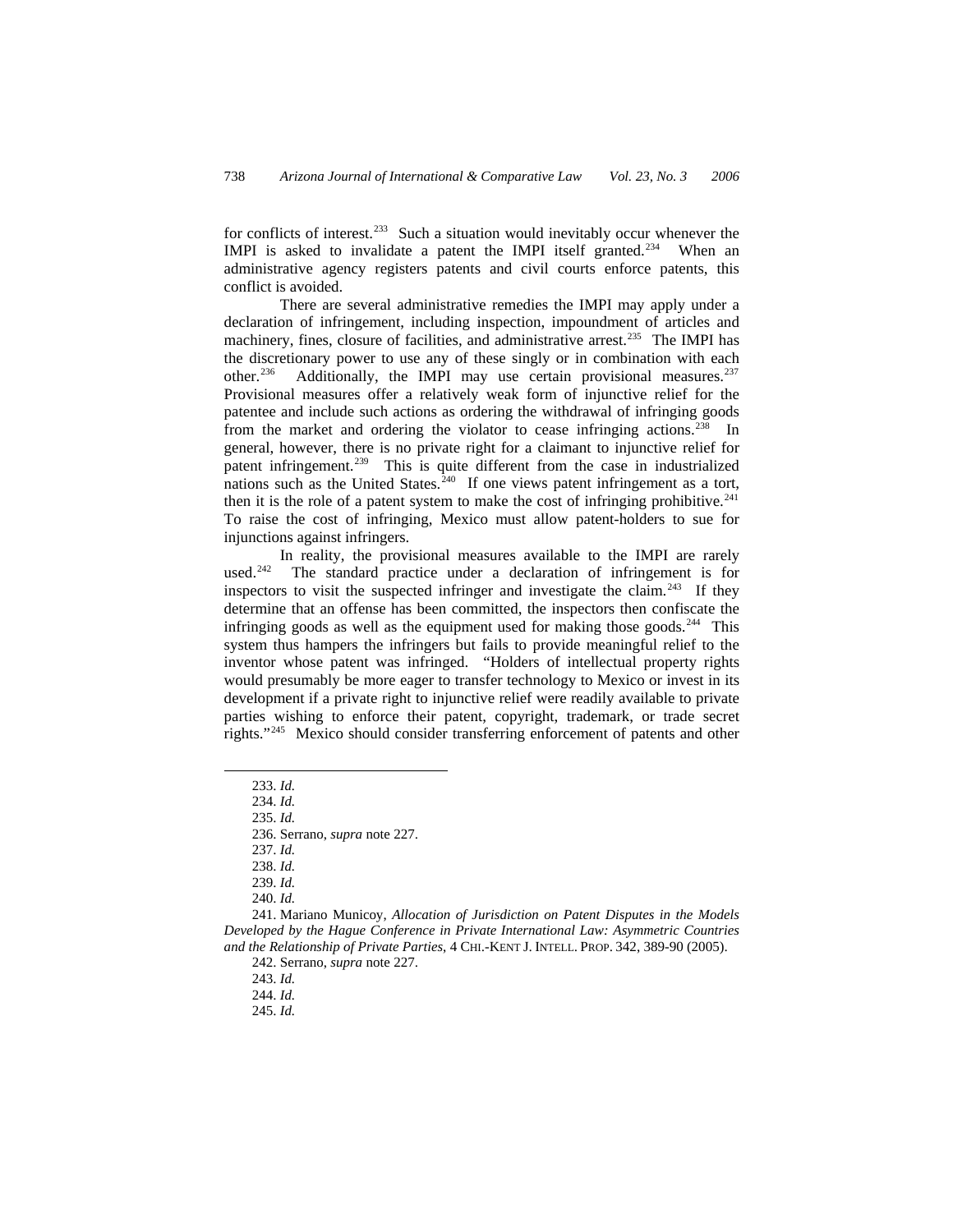for conflicts of interest.[233] Such a situation would inevitably occur whenever the IMPI is asked to invalidate a patent the IMPI itself granted.[234] When an administrative agency registers patents and civil courts enforce patents, this conflict is avoided.

There are several administrative remedies the IMPI may apply under a declaration of infringement, including inspection, impoundment of articles and machinery, fines, closure of facilities, and administrative arrest.[235] The IMPI has the discretionary power to use any of these singly or in combination with each other.[236] Additionally, the IMPI may use certain provisional measures.[237] Provisional measures offer a relatively weak form of injunctive relief for the patentee and include such actions as ordering the withdrawal of infringing goods from the market and ordering the violator to cease infringing actions.[238] In general, however, there is no private right for a claimant to injunctive relief for patent infringement.[239] This is quite different from the case in industrialized nations such as the United States.[240] If one views patent infringement as a tort, then it is the role of a patent system to make the cost of infringing prohibitive.[241] To raise the cost of infringing, Mexico must allow patent-holders to sue for injunctions against infringers.

In reality, the provisional measures available to the IMPI are rarely used.[242] The standard practice under a declaration of infringement is for inspectors to visit the suspected infringer and investigate the claim.[243] If they determine that an offense has been committed, the inspectors then confiscate the infringing goods as well as the equipment used for making those goods.[244] This system thus hampers the infringers but fails to provide meaningful relief to the inventor whose patent was infringed. "Holders of intellectual property rights would presumably be more eager to transfer technology to Mexico or invest in its development if a private right to injunctive relief were readily available to private parties wishing to enforce their patent, copyright, trademark, or trade secret rights."[245] Mexico should consider transferring enforcement of patents and other

---

233. *Id.*

234. *Id.*

235. *Id.*

236. Serrano, *supra* note 227.

237. *Id.*

238. *Id.*

239. *Id.*

240. *Id.*

241. Mariano Municoy, *Allocation of Jurisdiction on Patent Disputes in the Models Developed by the Hague Conference in Private International Law: Asymmetric Countries and the Relationship of Private Parties*, 4 CHI.-KENT J. INTELL. PROP. 342, 389-90 (2005).

242. Serrano, *supra* note 227.

243. *Id.*

244. *Id.*

245. *Id.*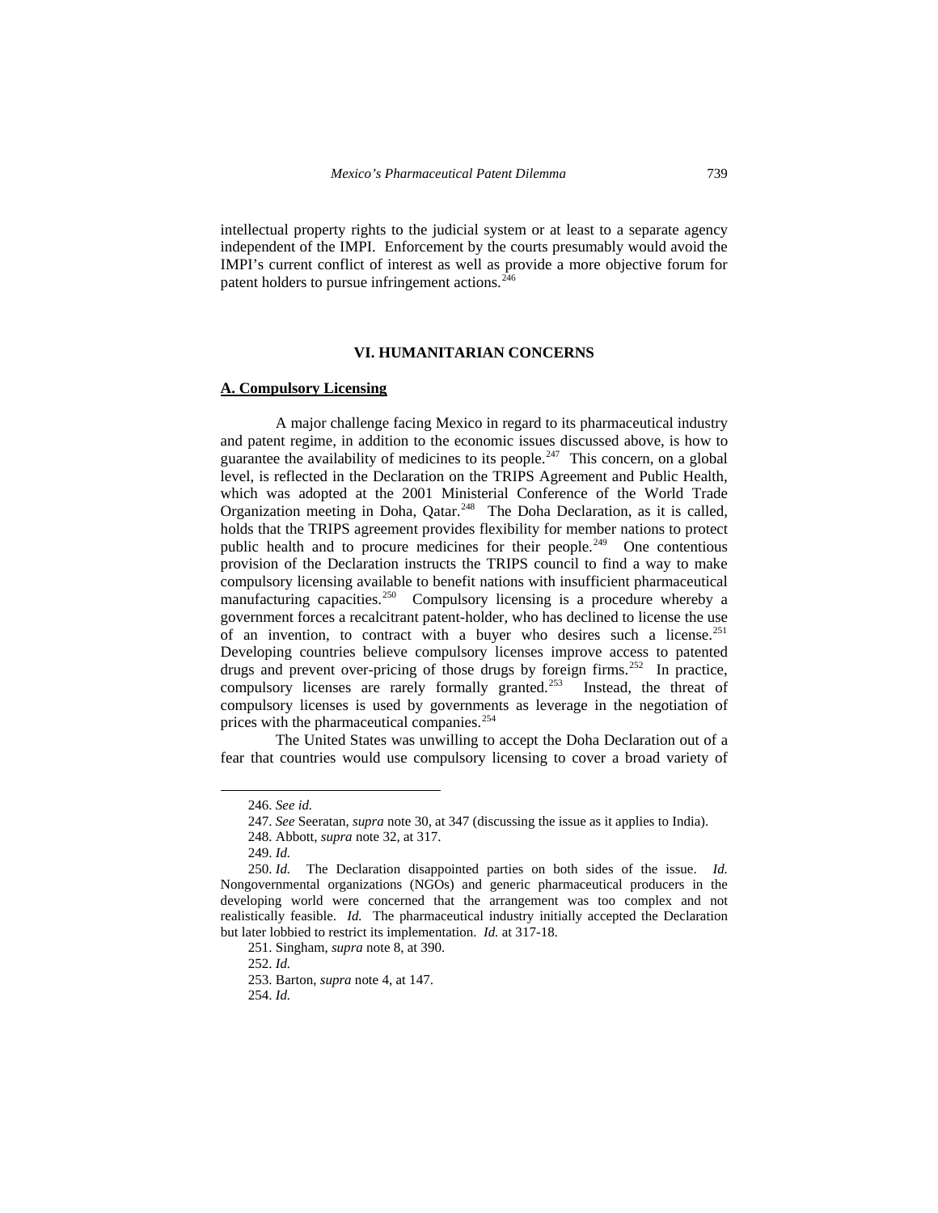intellectual property rights to the judicial system or at least to a separate agency independent of the IMPI. Enforcement by the courts presumably would avoid the IMPI's current conflict of interest as well as provide a more objective forum for patent holders to pursue infringement actions.[246]

## VI. HUMANITARIAN CONCERNS

### A. Compulsory Licensing

A major challenge facing Mexico in regard to its pharmaceutical industry and patent regime, in addition to the economic issues discussed above, is how to guarantee the availability of medicines to its people.[247] This concern, on a global level, is reflected in the Declaration on the TRIPS Agreement and Public Health, which was adopted at the 2001 Ministerial Conference of the World Trade Organization meeting in Doha, Qatar.[248] The Doha Declaration, as it is called, holds that the TRIPS agreement provides flexibility for member nations to protect public health and to procure medicines for their people.[249] One contentious provision of the Declaration instructs the TRIPS council to find a way to make compulsory licensing available to benefit nations with insufficient pharmaceutical manufacturing capacities.[250] Compulsory licensing is a procedure whereby a government forces a recalcitrant patent-holder, who has declined to license the use of an invention, to contract with a buyer who desires such a license.[251] Developing countries believe compulsory licenses improve access to patented drugs and prevent over-pricing of those drugs by foreign firms.[252] In practice, compulsory licenses are rarely formally granted.[253] Instead, the threat of compulsory licenses is used by governments as leverage in the negotiation of prices with the pharmaceutical companies.[254]

The United States was unwilling to accept the Doha Declaration out of a fear that countries would use compulsory licensing to cover a broad variety of

---

246. *See id.*

247. *See* Seeratan, *supra* note 30, at 347 (discussing the issue as it applies to India).

248. Abbott, *supra* note 32, at 317.

249. *Id.*

250. *Id.* The Declaration disappointed parties on both sides of the issue. *Id.* Nongovernmental organizations (NGOs) and generic pharmaceutical producers in the developing world were concerned that the arrangement was too complex and not realistically feasible. *Id.* The pharmaceutical industry initially accepted the Declaration but later lobbied to restrict its implementation. *Id.* at 317-18.

251. Singham, *supra* note 8, at 390.

252. *Id.*

253. Barton, *supra* note 4, at 147.

254. *Id.*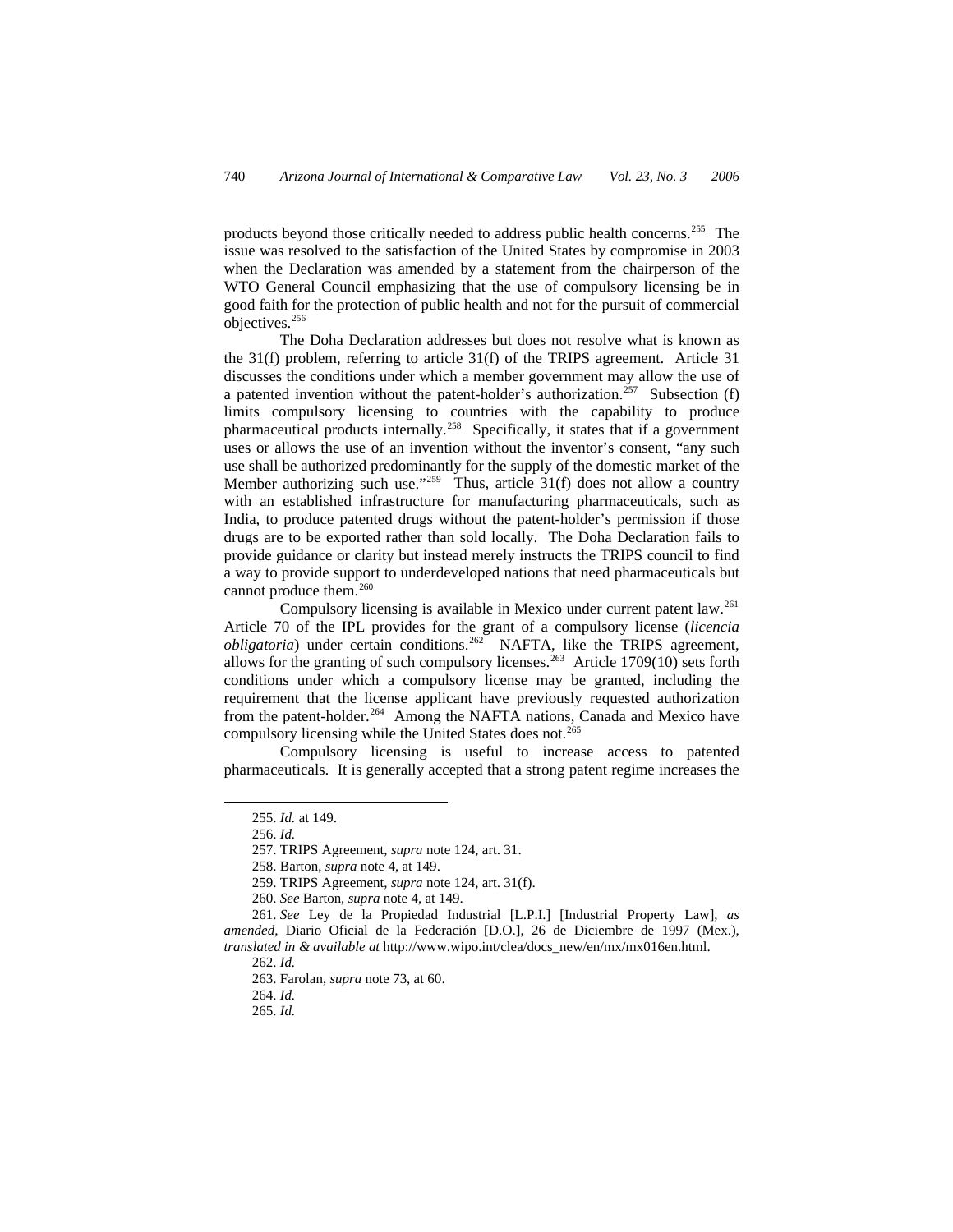products beyond those critically needed to address public health concerns.[255] The issue was resolved to the satisfaction of the United States by compromise in 2003 when the Declaration was amended by a statement from the chairperson of the WTO General Council emphasizing that the use of compulsory licensing be in good faith for the protection of public health and not for the pursuit of commercial objectives.[256]

The Doha Declaration addresses but does not resolve what is known as the 31(f) problem, referring to article 31(f) of the TRIPS agreement. Article 31 discusses the conditions under which a member government may allow the use of a patented invention without the patent-holder's authorization.[257] Subsection (f) limits compulsory licensing to countries with the capability to produce pharmaceutical products internally.[258] Specifically, it states that if a government uses or allows the use of an invention without the inventor's consent, "any such use shall be authorized predominantly for the supply of the domestic market of the Member authorizing such use."[259] Thus, article 31(f) does not allow a country with an established infrastructure for manufacturing pharmaceuticals, such as India, to produce patented drugs without the patent-holder's permission if those drugs are to be exported rather than sold locally. The Doha Declaration fails to provide guidance or clarity but instead merely instructs the TRIPS council to find a way to provide support to underdeveloped nations that need pharmaceuticals but cannot produce them.[260]

Compulsory licensing is available in Mexico under current patent law.[261] Article 70 of the IPL provides for the grant of a compulsory license (*licencia obligatoria*) under certain conditions.[262] NAFTA, like the TRIPS agreement, allows for the granting of such compulsory licenses.[263] Article 1709(10) sets forth conditions under which a compulsory license may be granted, including the requirement that the license applicant have previously requested authorization from the patent-holder.[264] Among the NAFTA nations, Canada and Mexico have compulsory licensing while the United States does not.[265]

Compulsory licensing is useful to increase access to patented pharmaceuticals. It is generally accepted that a strong patent regime increases the

---

255. *Id.* at 149.

256. *Id.*

257. TRIPS Agreement, *supra* note 124, art. 31.

258. Barton, *supra* note 4, at 149.

259. TRIPS Agreement, *supra* note 124, art. 31(f).

260. *See* Barton, *supra* note 4, at 149.

261. *See* Ley de la Propiedad Industrial [L.P.I.] [Industrial Property Law], *as amended*, Diario Oficial de la Federación [D.O.], 26 de Diciembre de 1997 (Mex.), *translated in & available at* http://www.wipo.int/clea/docs_new/en/mx/mx016en.html.

262. *Id.*

263. Farolan, *supra* note 73, at 60.

264. *Id.*

265. *Id.*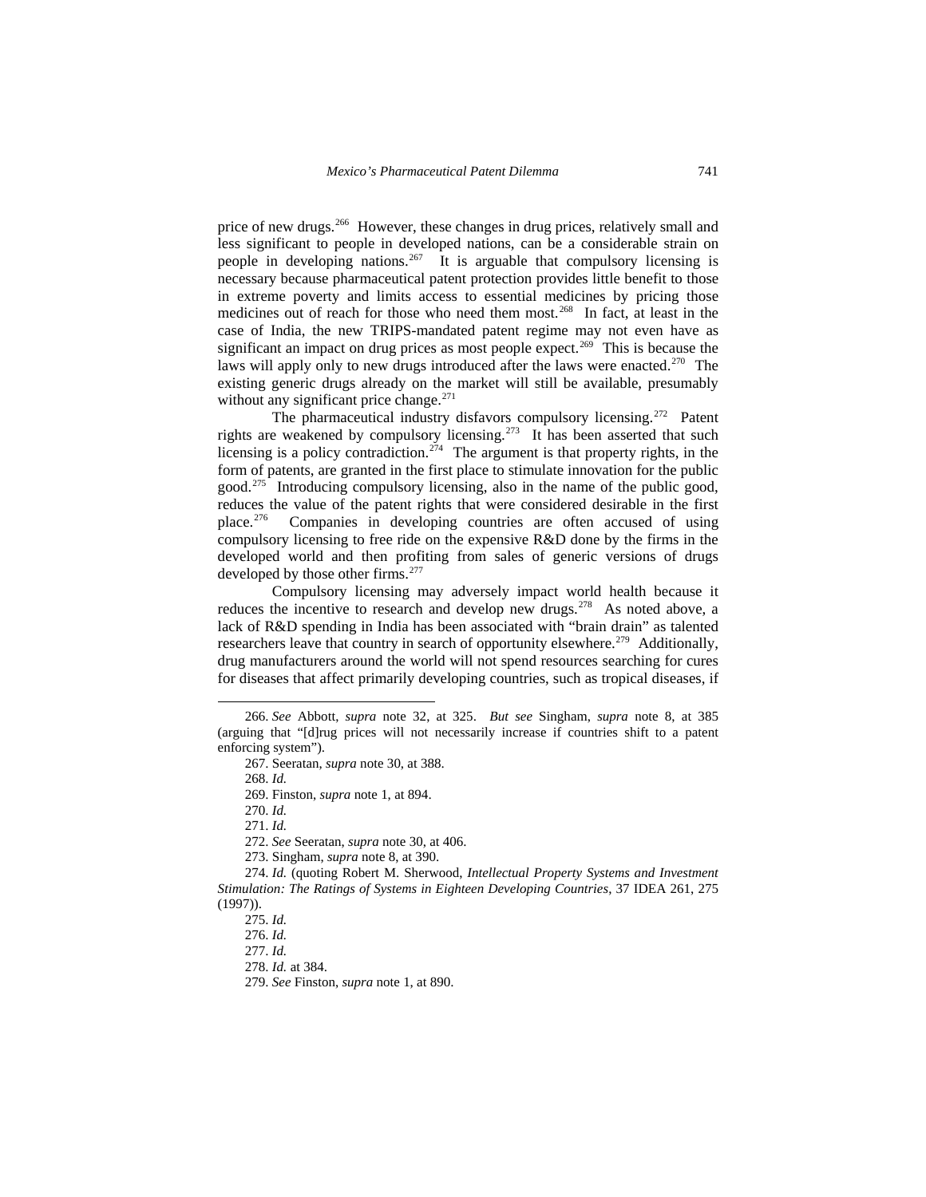price of new drugs.[266] However, these changes in drug prices, relatively small and less significant to people in developed nations, can be a considerable strain on people in developing nations.[267] It is arguable that compulsory licensing is necessary because pharmaceutical patent protection provides little benefit to those in extreme poverty and limits access to essential medicines by pricing those medicines out of reach for those who need them most.[268] In fact, at least in the case of India, the new TRIPS-mandated patent regime may not even have as significant an impact on drug prices as most people expect.[269] This is because the laws will apply only to new drugs introduced after the laws were enacted.[270] The existing generic drugs already on the market will still be available, presumably without any significant price change.[271]

The pharmaceutical industry disfavors compulsory licensing.[272] Patent rights are weakened by compulsory licensing.[273] It has been asserted that such licensing is a policy contradiction.[274] The argument is that property rights, in the form of patents, are granted in the first place to stimulate innovation for the public good.[275] Introducing compulsory licensing, also in the name of the public good, reduces the value of the patent rights that were considered desirable in the first place.[276] Companies in developing countries are often accused of using compulsory licensing to free ride on the expensive R&D done by the firms in the developed world and then profiting from sales of generic versions of drugs developed by those other firms.[277]

Compulsory licensing may adversely impact world health because it reduces the incentive to research and develop new drugs.[278] As noted above, a lack of R&D spending in India has been associated with "brain drain" as talented researchers leave that country in search of opportunity elsewhere.[279] Additionally, drug manufacturers around the world will not spend resources searching for cures for diseases that affect primarily developing countries, such as tropical diseases, if

---

266. *See* Abbott, *supra* note 32, at 325. *But see* Singham, *supra* note 8, at 385 (arguing that "[d]rug prices will not necessarily increase if countries shift to a patent enforcing system").

267. Seeratan, *supra* note 30, at 388.

268. *Id.*

269. Finston, *supra* note 1, at 894.

270. *Id.*

271. *Id.*

272. *See* Seeratan, *supra* note 30, at 406.

273. Singham, *supra* note 8, at 390.

274. *Id.* (quoting Robert M. Sherwood, *Intellectual Property Systems and Investment Stimulation: The Ratings of Systems in Eighteen Developing Countries*, 37 IDEA 261, 275 (1997)).

275. *Id.*

276. *Id.*

277. *Id.*

278. *Id.* at 384.

279. *See* Finston, *supra* note 1, at 890.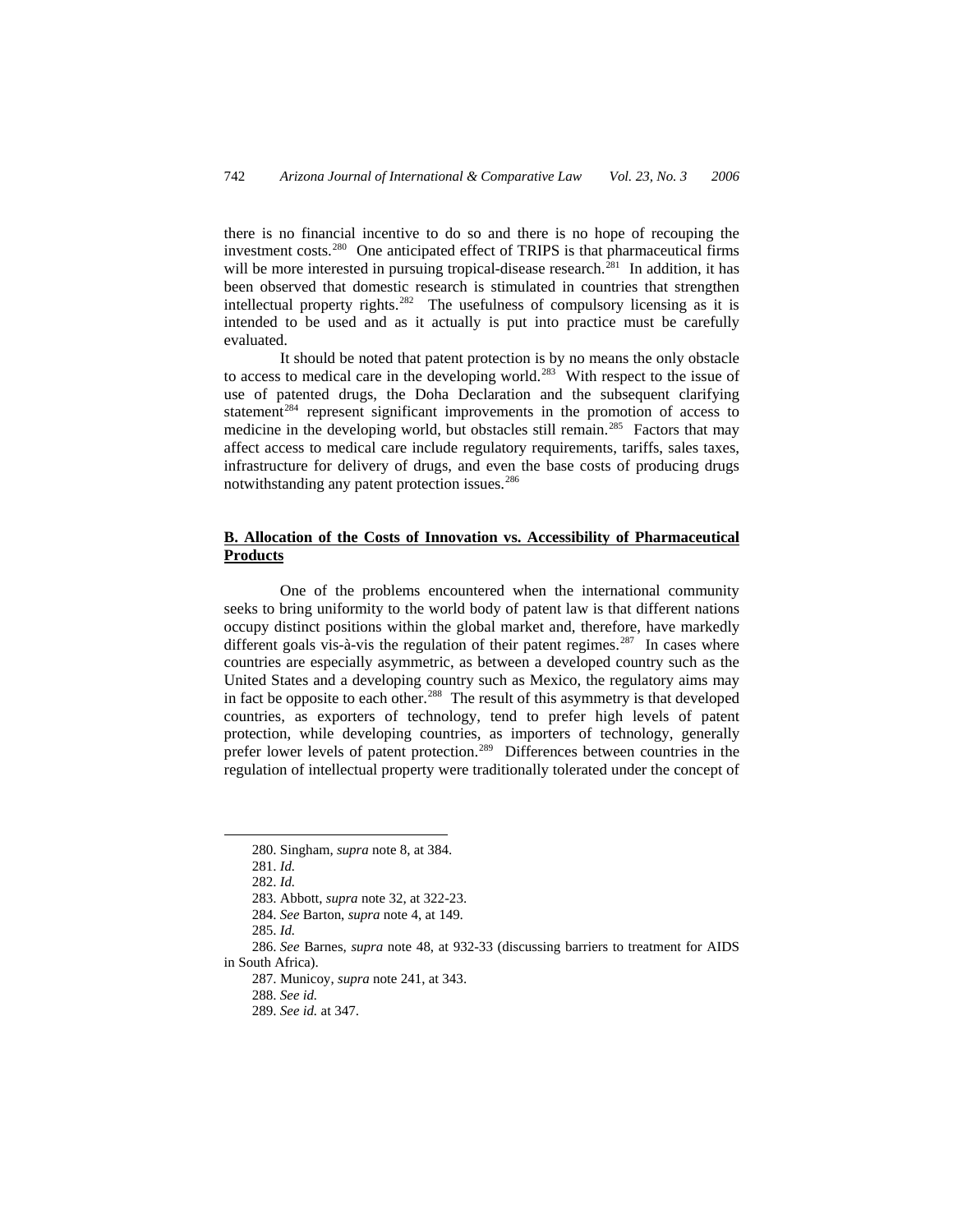there is no financial incentive to do so and there is no hope of recouping the investment costs.[280] One anticipated effect of TRIPS is that pharmaceutical firms will be more interested in pursuing tropical-disease research.[281] In addition, it has been observed that domestic research is stimulated in countries that strengthen intellectual property rights.[282] The usefulness of compulsory licensing as it is intended to be used and as it actually is put into practice must be carefully evaluated.

It should be noted that patent protection is by no means the only obstacle to access to medical care in the developing world.[283] With respect to the issue of use of patented drugs, the Doha Declaration and the subsequent clarifying statement[284] represent significant improvements in the promotion of access to medicine in the developing world, but obstacles still remain.[285] Factors that may affect access to medical care include regulatory requirements, tariffs, sales taxes, infrastructure for delivery of drugs, and even the base costs of producing drugs notwithstanding any patent protection issues.[286]

## B. Allocation of the Costs of Innovation vs. Accessibility of Pharmaceutical Products

One of the problems encountered when the international community seeks to bring uniformity to the world body of patent law is that different nations occupy distinct positions within the global market and, therefore, have markedly different goals vis-à-vis the regulation of their patent regimes.[287] In cases where countries are especially asymmetric, as between a developed country such as the United States and a developing country such as Mexico, the regulatory aims may in fact be opposite to each other.[288] The result of this asymmetry is that developed countries, as exporters of technology, tend to prefer high levels of patent protection, while developing countries, as importers of technology, generally prefer lower levels of patent protection.[289] Differences between countries in the regulation of intellectual property were traditionally tolerated under the concept of

---

280. Singham, *supra* note 8, at 384.

281. *Id.*

282. *Id.*

283. Abbott, *supra* note 32, at 322-23.

284. *See* Barton, *supra* note 4, at 149.

285. *Id.*

286. *See* Barnes, *supra* note 48, at 932-33 (discussing barriers to treatment for AIDS in South Africa).

287. Municoy, *supra* note 241, at 343.

288. *See id.*

289. *See id.* at 347.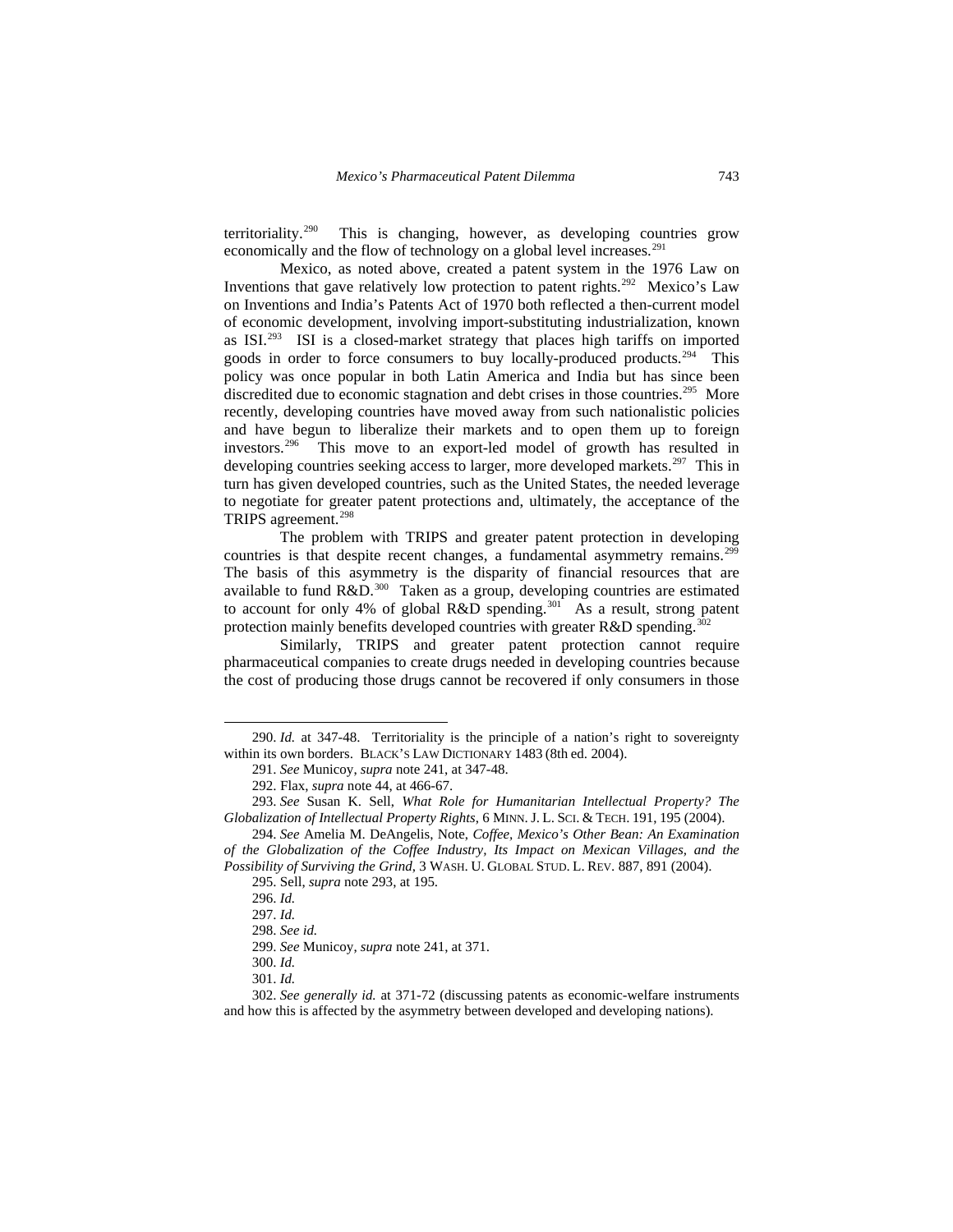territoriality.[290] This is changing, however, as developing countries grow economically and the flow of technology on a global level increases.[291]

Mexico, as noted above, created a patent system in the 1976 Law on Inventions that gave relatively low protection to patent rights.[292] Mexico's Law on Inventions and India's Patents Act of 1970 both reflected a then-current model of economic development, involving import-substituting industrialization, known as ISI.[293] ISI is a closed-market strategy that places high tariffs on imported goods in order to force consumers to buy locally-produced products.[294] This policy was once popular in both Latin America and India but has since been discredited due to economic stagnation and debt crises in those countries.[295] More recently, developing countries have moved away from such nationalistic policies and have begun to liberalize their markets and to open them up to foreign investors.[296] This move to an export-led model of growth has resulted in developing countries seeking access to larger, more developed markets.[297] This in turn has given developed countries, such as the United States, the needed leverage to negotiate for greater patent protections and, ultimately, the acceptance of the TRIPS agreement.[298]

The problem with TRIPS and greater patent protection in developing countries is that despite recent changes, a fundamental asymmetry remains.[299] The basis of this asymmetry is the disparity of financial resources that are available to fund R&D.[300] Taken as a group, developing countries are estimated to account for only 4% of global R&D spending.[301] As a result, strong patent protection mainly benefits developed countries with greater R&D spending.[302]

Similarly, TRIPS and greater patent protection cannot require pharmaceutical companies to create drugs needed in developing countries because the cost of producing those drugs cannot be recovered if only consumers in those

---

290. *Id.* at 347-48. Territoriality is the principle of a nation's right to sovereignty within its own borders. BLACK'S LAW DICTIONARY 1483 (8th ed. 2004).

291. *See* Municoy, *supra* note 241, at 347-48.

292. Flax, *supra* note 44, at 466-67.

293. *See* Susan K. Sell, *What Role for Humanitarian Intellectual Property? The Globalization of Intellectual Property Rights*, 6 MINN. J. L. SCI. & TECH. 191, 195 (2004).

294. *See* Amelia M. DeAngelis, Note, *Coffee, Mexico's Other Bean: An Examination of the Globalization of the Coffee Industry, Its Impact on Mexican Villages, and the Possibility of Surviving the Grind*, 3 WASH. U. GLOBAL STUD. L. REV. 887, 891 (2004).

295. Sell, *supra* note 293, at 195.

296. *Id.*

297. *Id.*

298. *See id.*

299. *See* Municoy, *supra* note 241, at 371.

300. *Id.*

301. *Id.*

302. *See generally id.* at 371-72 (discussing patents as economic-welfare instruments and how this is affected by the asymmetry between developed and developing nations).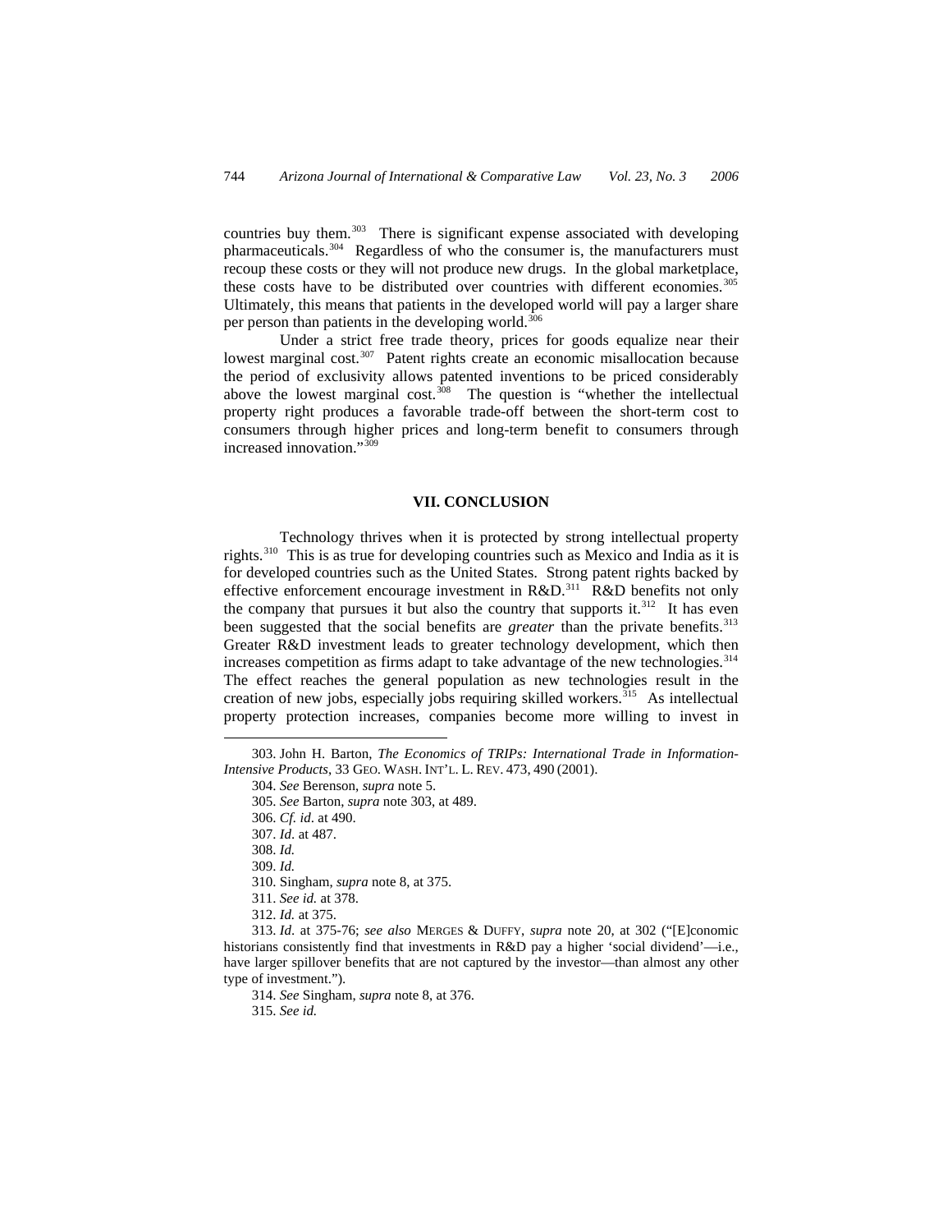countries buy them.[303] There is significant expense associated with developing pharmaceuticals.[304] Regardless of who the consumer is, the manufacturers must recoup these costs or they will not produce new drugs. In the global marketplace, these costs have to be distributed over countries with different economies.[305] Ultimately, this means that patients in the developed world will pay a larger share per person than patients in the developing world.[306]

Under a strict free trade theory, prices for goods equalize near their lowest marginal cost.[307] Patent rights create an economic misallocation because the period of exclusivity allows patented inventions to be priced considerably above the lowest marginal cost.[308] The question is "whether the intellectual property right produces a favorable trade-off between the short-term cost to consumers through higher prices and long-term benefit to consumers through increased innovation."[309]

## VII. CONCLUSION

Technology thrives when it is protected by strong intellectual property rights.[310] This is as true for developing countries such as Mexico and India as it is for developed countries such as the United States. Strong patent rights backed by effective enforcement encourage investment in R&D.[311] R&D benefits not only the company that pursues it but also the country that supports it.[312] It has even been suggested that the social benefits are *greater* than the private benefits.[313] Greater R&D investment leads to greater technology development, which then increases competition as firms adapt to take advantage of the new technologies.[314] The effect reaches the general population as new technologies result in the creation of new jobs, especially jobs requiring skilled workers.[315] As intellectual property protection increases, companies become more willing to invest in

---

303. John H. Barton, *The Economics of TRIPs: International Trade in Information-Intensive Products*, 33 GEO. WASH. INT'L. L. REV. 473, 490 (2001).

304. *See* Berenson, *supra* note 5.

305. *See* Barton, *supra* note 303, at 489.

306. *Cf. id*. at 490.

307. *Id*. at 487.

308. *Id.*

309. *Id.*

310. Singham, *supra* note 8, at 375.

311. *See id.* at 378.

312. *Id.* at 375.

313. *Id.* at 375-76; *see also* MERGES & DUFFY, *supra* note 20, at 302 ("[E]conomic historians consistently find that investments in R&D pay a higher 'social dividend'—i.e., have larger spillover benefits that are not captured by the investor—than almost any other type of investment.").

314. *See* Singham, *supra* note 8, at 376.

315. *See id.*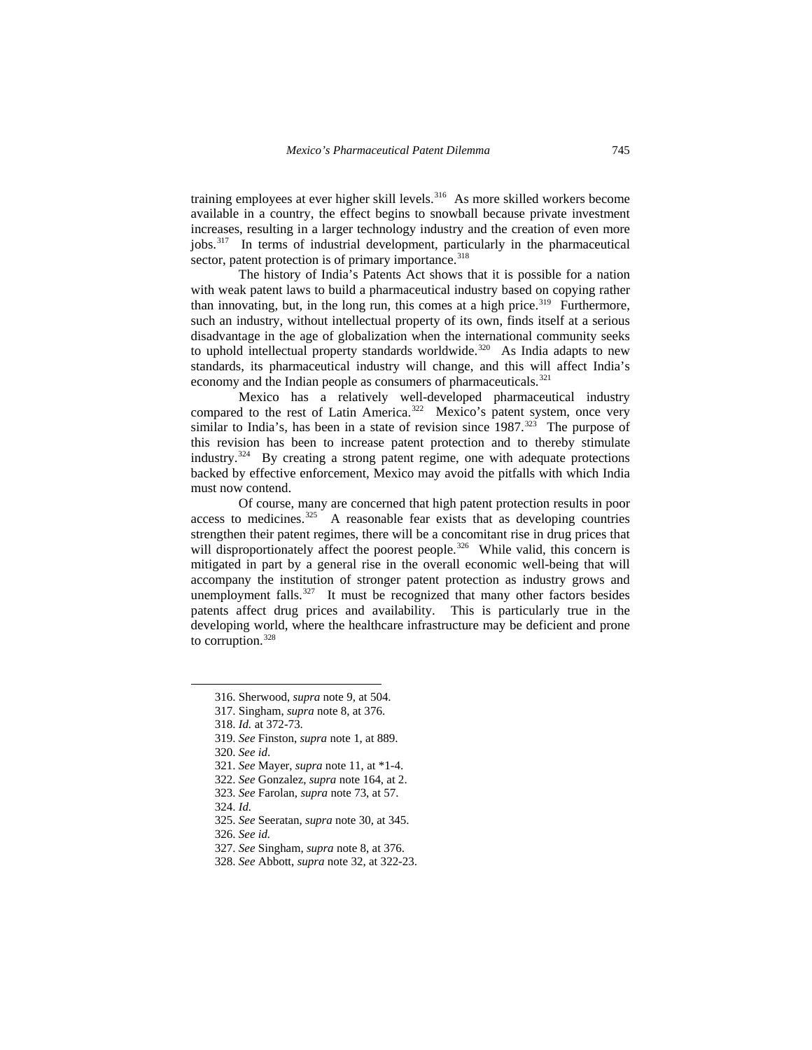training employees at ever higher skill levels.[316] As more skilled workers become available in a country, the effect begins to snowball because private investment increases, resulting in a larger technology industry and the creation of even more jobs.[317] In terms of industrial development, particularly in the pharmaceutical sector, patent protection is of primary importance.[318]

The history of India's Patents Act shows that it is possible for a nation with weak patent laws to build a pharmaceutical industry based on copying rather than innovating, but, in the long run, this comes at a high price.[319] Furthermore, such an industry, without intellectual property of its own, finds itself at a serious disadvantage in the age of globalization when the international community seeks to uphold intellectual property standards worldwide.[320] As India adapts to new standards, its pharmaceutical industry will change, and this will affect India's economy and the Indian people as consumers of pharmaceuticals.[321]

Mexico has a relatively well-developed pharmaceutical industry compared to the rest of Latin America.[322] Mexico's patent system, once very similar to India's, has been in a state of revision since 1987.[323] The purpose of this revision has been to increase patent protection and to thereby stimulate industry.[324] By creating a strong patent regime, one with adequate protections backed by effective enforcement, Mexico may avoid the pitfalls with which India must now contend.

Of course, many are concerned that high patent protection results in poor access to medicines.[325] A reasonable fear exists that as developing countries strengthen their patent regimes, there will be a concomitant rise in drug prices that will disproportionately affect the poorest people.[326] While valid, this concern is mitigated in part by a general rise in the overall economic well-being that will accompany the institution of stronger patent protection as industry grows and unemployment falls.[327] It must be recognized that many other factors besides patents affect drug prices and availability. This is particularly true in the developing world, where the healthcare infrastructure may be deficient and prone to corruption.[328]

---

316. Sherwood, *supra* note 9, at 504.
317. Singham, *supra* note 8, at 376.
318. *Id.* at 372-73.
319. *See* Finston, *supra* note 1, at 889.
320. *See id*.
321. *See* Mayer, *supra* note 11, at *1-4.
322. *See* Gonzalez, *supra* note 164, at 2.
323. *See* Farolan, *supra* note 73, at 57.
324. *Id.*
325. *See* Seeratan, *supra* note 30, at 345.
326. *See id.*
327. *See* Singham, *supra* note 8, at 376.
328. *See* Abbott, *supra* note 32, at 322-23.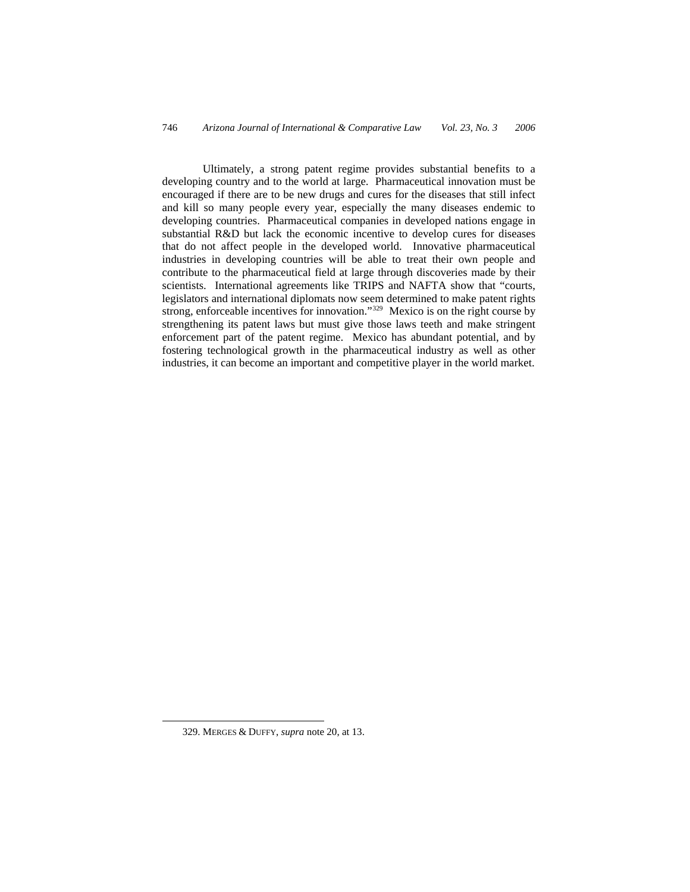Ultimately, a strong patent regime provides substantial benefits to a developing country and to the world at large. Pharmaceutical innovation must be encouraged if there are to be new drugs and cures for the diseases that still infect and kill so many people every year, especially the many diseases endemic to developing countries. Pharmaceutical companies in developed nations engage in substantial R&D but lack the economic incentive to develop cures for diseases that do not affect people in the developed world. Innovative pharmaceutical industries in developing countries will be able to treat their own people and contribute to the pharmaceutical field at large through discoveries made by their scientists. International agreements like TRIPS and NAFTA show that "courts, legislators and international diplomats now seem determined to make patent rights strong, enforceable incentives for innovation."[329] Mexico is on the right course by strengthening its patent laws but must give those laws teeth and make stringent enforcement part of the patent regime. Mexico has abundant potential, and by fostering technological growth in the pharmaceutical industry as well as other industries, it can become an important and competitive player in the world market.

---

329. MERGES & DUFFY, *supra* note 20, at 13.